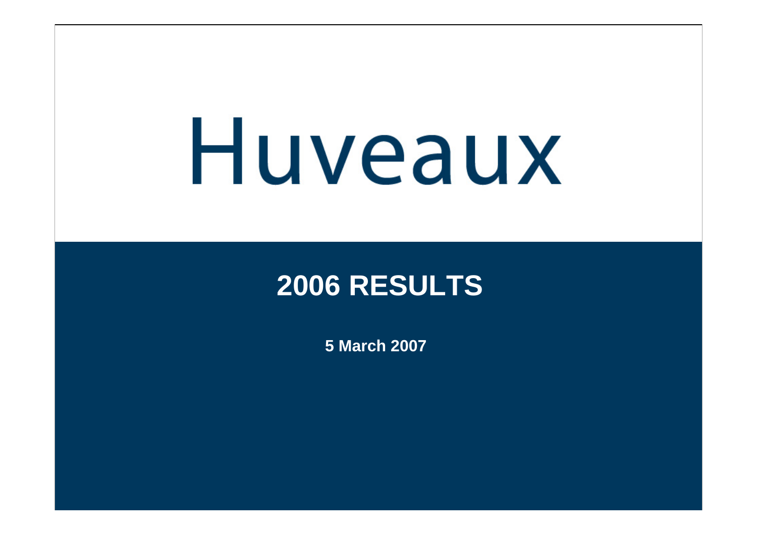# Huveaux

## 2006 RESULTS

**5 March 2007**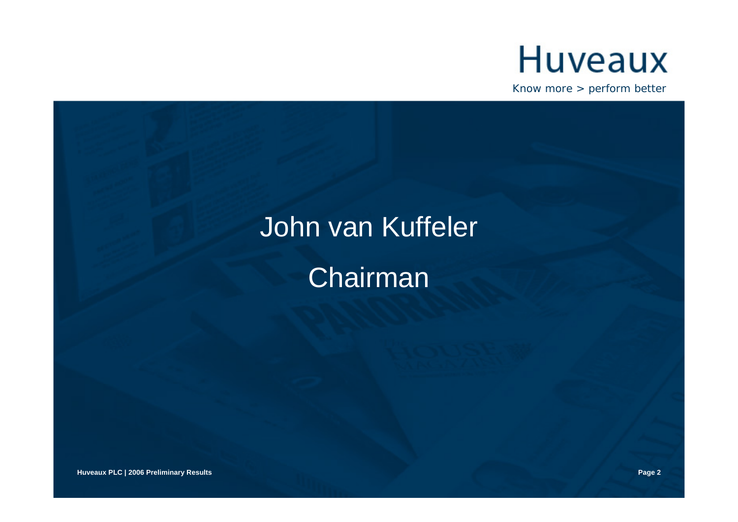Huveaux

Know more > perform better

# John van Kuffeler

## Chairman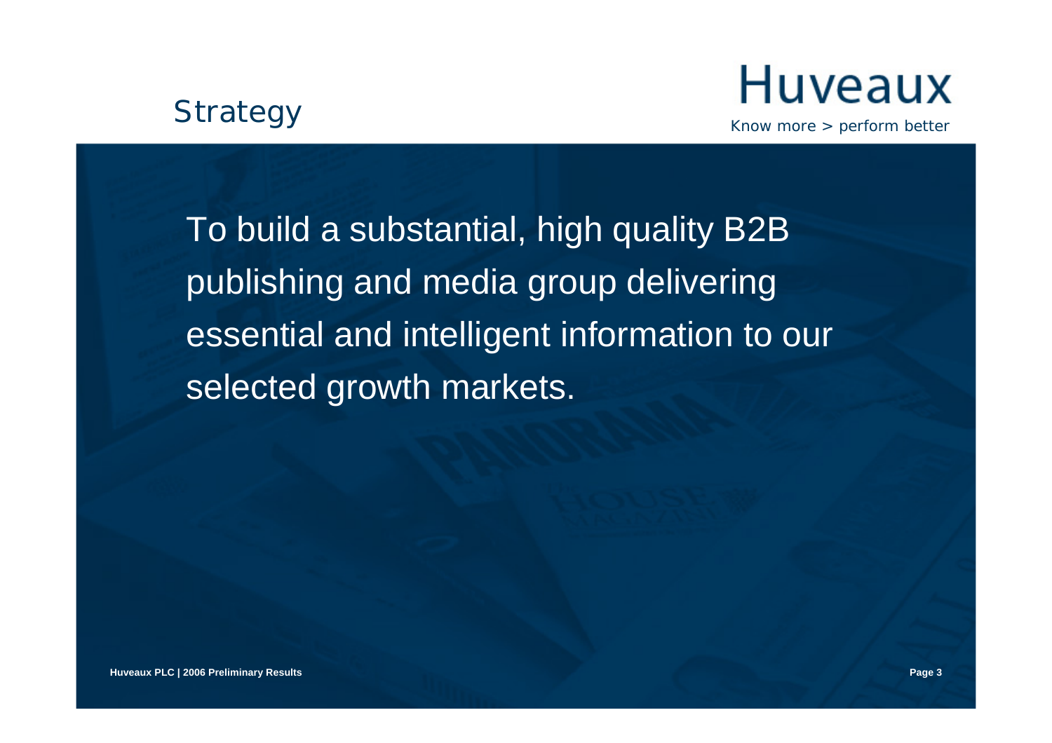# Strategy

Huveaux

*Know more > perform better*

To build a substantial, high quality B2B publishing and media group delivering essential and intelligent information to our selected growth markets.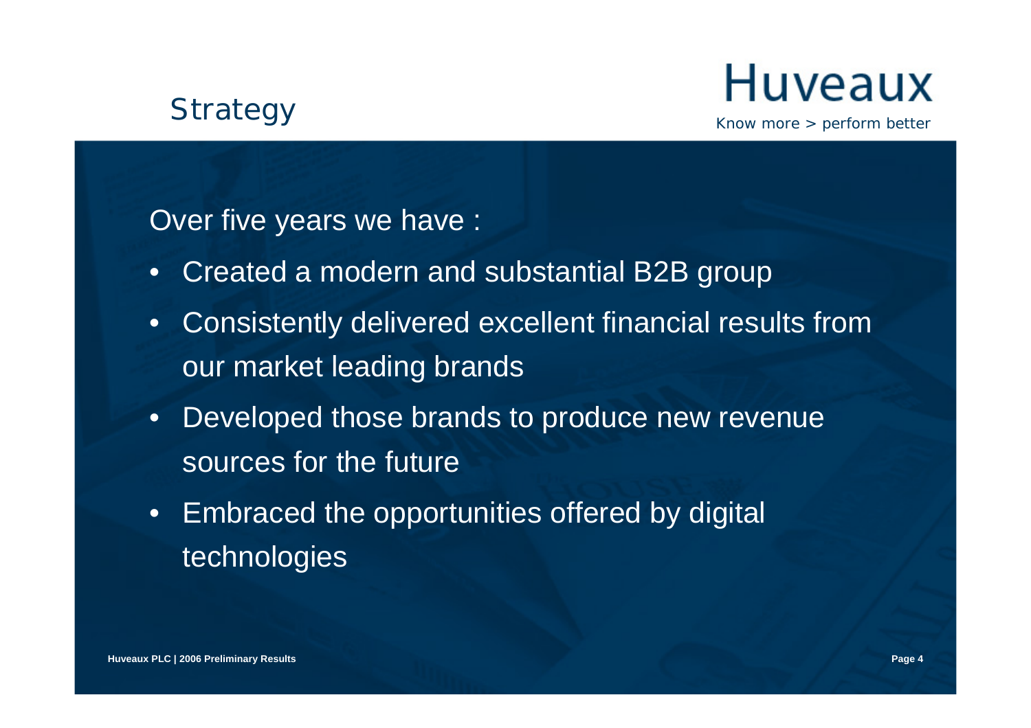# Strategy

Over five years we have :

- Created a modern and substantial B2B group
- Consistently delivered excellent financial results from our market leading brands
- Developed those brands to produce new revenue sources for the future
- Embraced the opportunities offered by digital technologies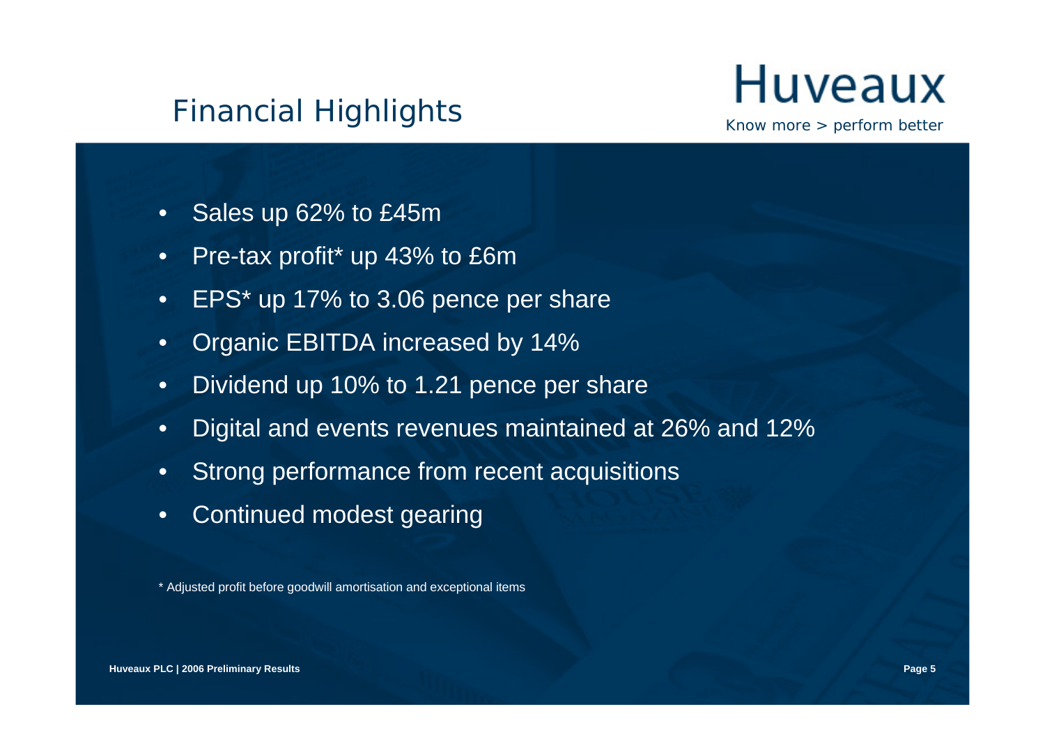# Financial Highlights

Huveaux

*Know more > perform better*

- Sales up 62% to £45m
- Pre-tax profit* up 43% to £6m
- EPS* up 17% to 3.06 pence per share
- Organic EBITDA increased by 14%
- Dividend up 10% to 1.21 pence per share
- Digital and events revenues maintained at 26% and 12%
- Strong performance from recent acquisitions
- Continued modest gearing

* Adjusted profit before goodwill amortisation and exceptional items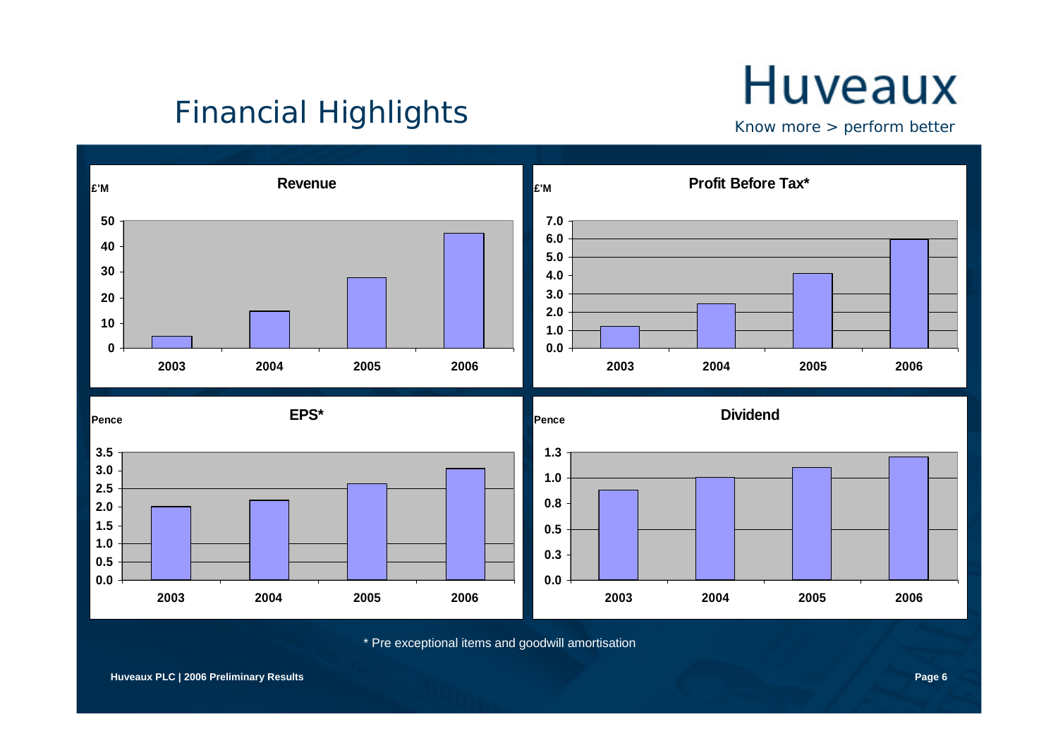# Financial Highlights

Huveaux

*Know more > perform better*

**Revenue** (£'M)

| 2003 | 2004 | 2005 | 2006 |
|---|---|---|---|

**Profit Before Tax*** (£'M)

| 2003 | 2004 | 2005 | 2006 |
|---|---|---|---|

**EPS*** (Pence)

| 2003 | 2004 | 2005 | 2006 |
|---|---|---|---|

**Dividend** (Pence)

| 2003 | 2004 | 2005 | 2006 |
|---|---|---|---|

\* Pre exceptional items and goodwill amortisation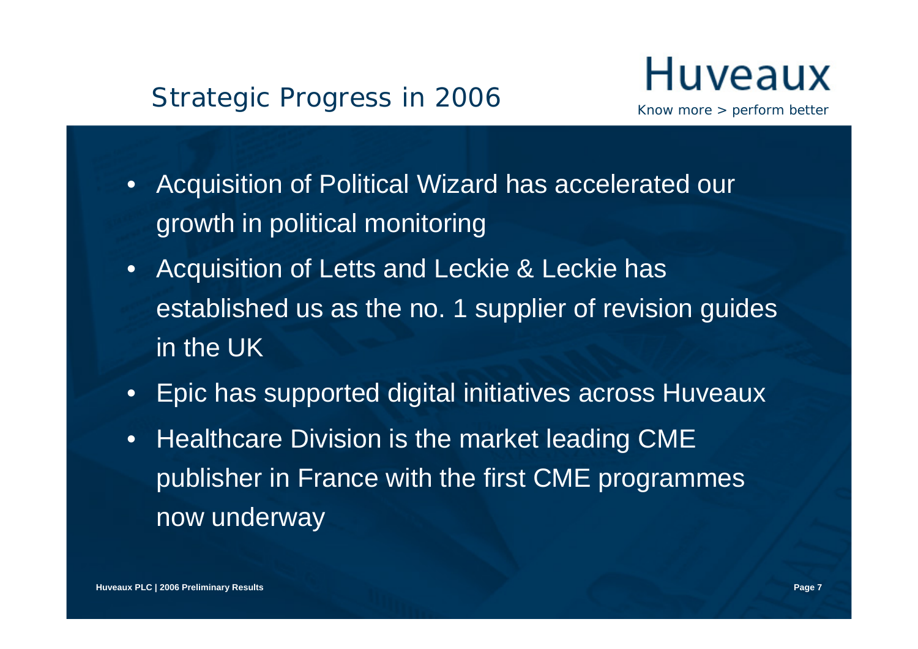# Strategic Progress in 2006

- Acquisition of Political Wizard has accelerated our growth in political monitoring
- Acquisition of Letts and Leckie & Leckie has established us as the no. 1 supplier of revision guides in the UK
- Epic has supported digital initiatives across Huveaux
- Healthcare Division is the market leading CME publisher in France with the first CME programmes now underway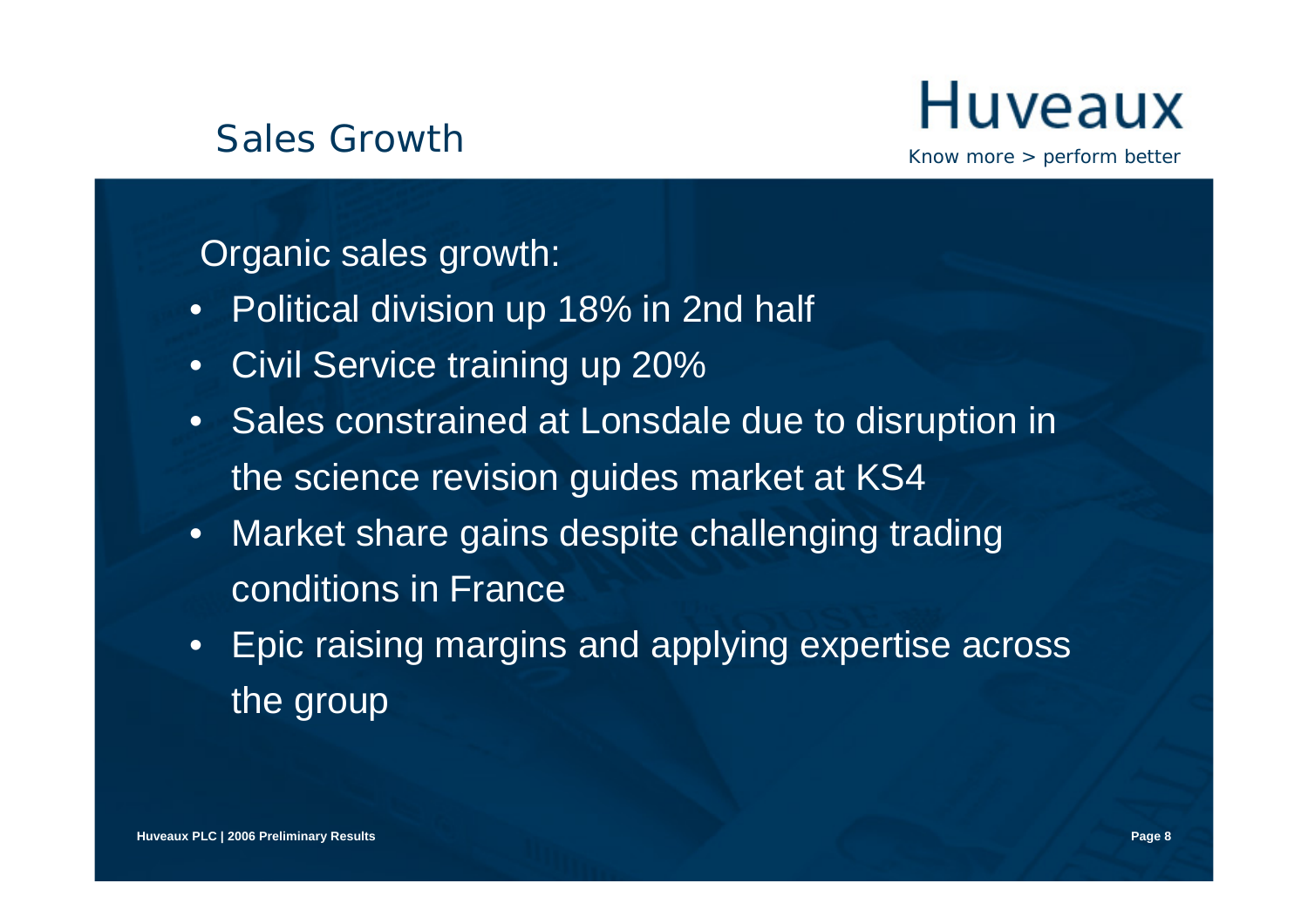# Sales Growth

Huveaux

*Know more > perform better*

Organic sales growth:

- Political division up 18% in 2nd half
- Civil Service training up 20%
- Sales constrained at Lonsdale due to disruption in the science revision guides market at KS4
- Market share gains despite challenging trading conditions in France
- Epic raising margins and applying expertise across the group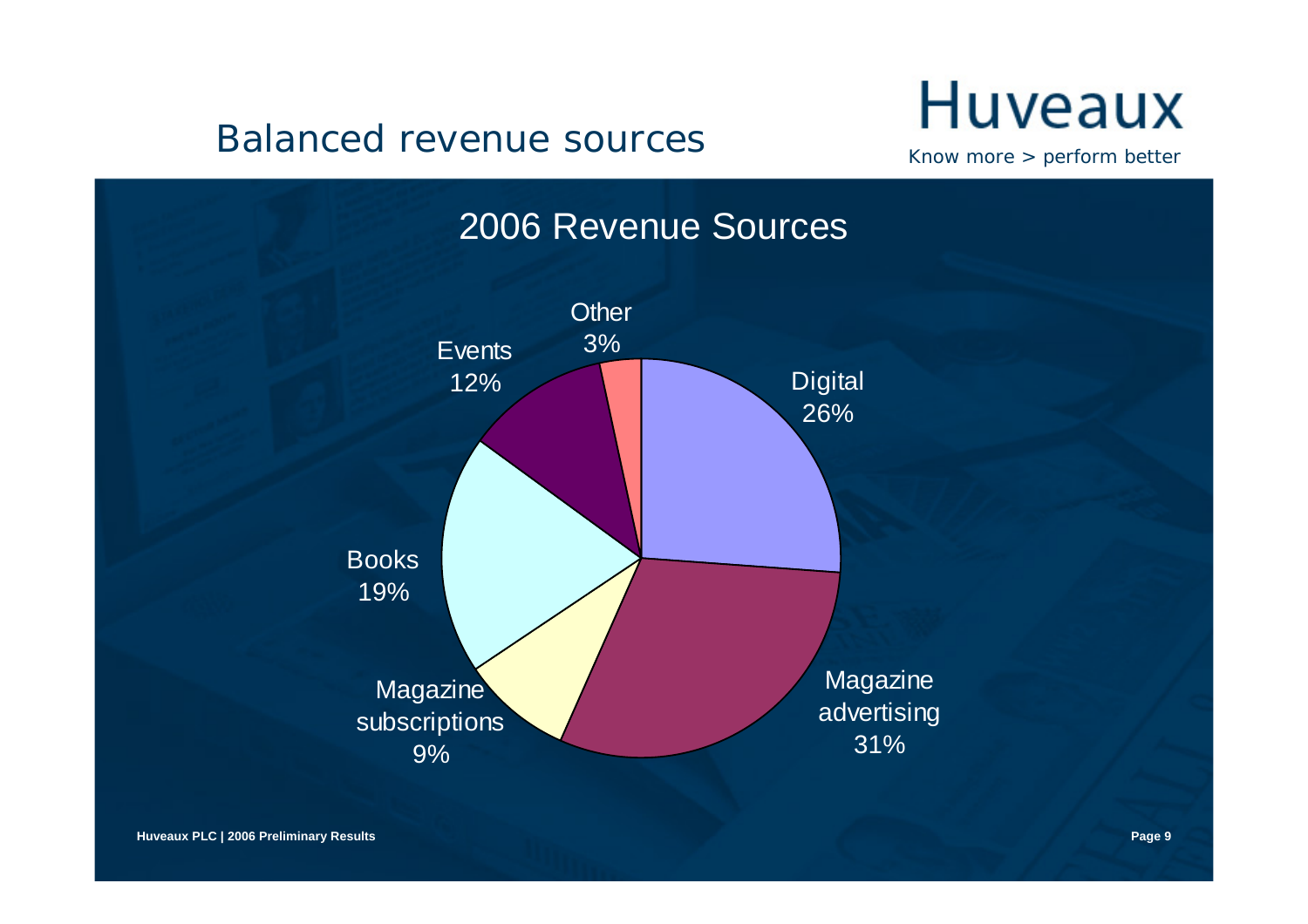# Balanced revenue sources

Huveaux

*Know more > perform better*

## 2006 Revenue Sources

| Source | Share |
| --- | --- |
| Digital | 26% |
| Magazine advertising | 31% |
| Magazine subscriptions | 9% |
| Books | 19% |
| Events | 12% |
| Other | 3% |

Huveaux PLC | 2006 Preliminary Results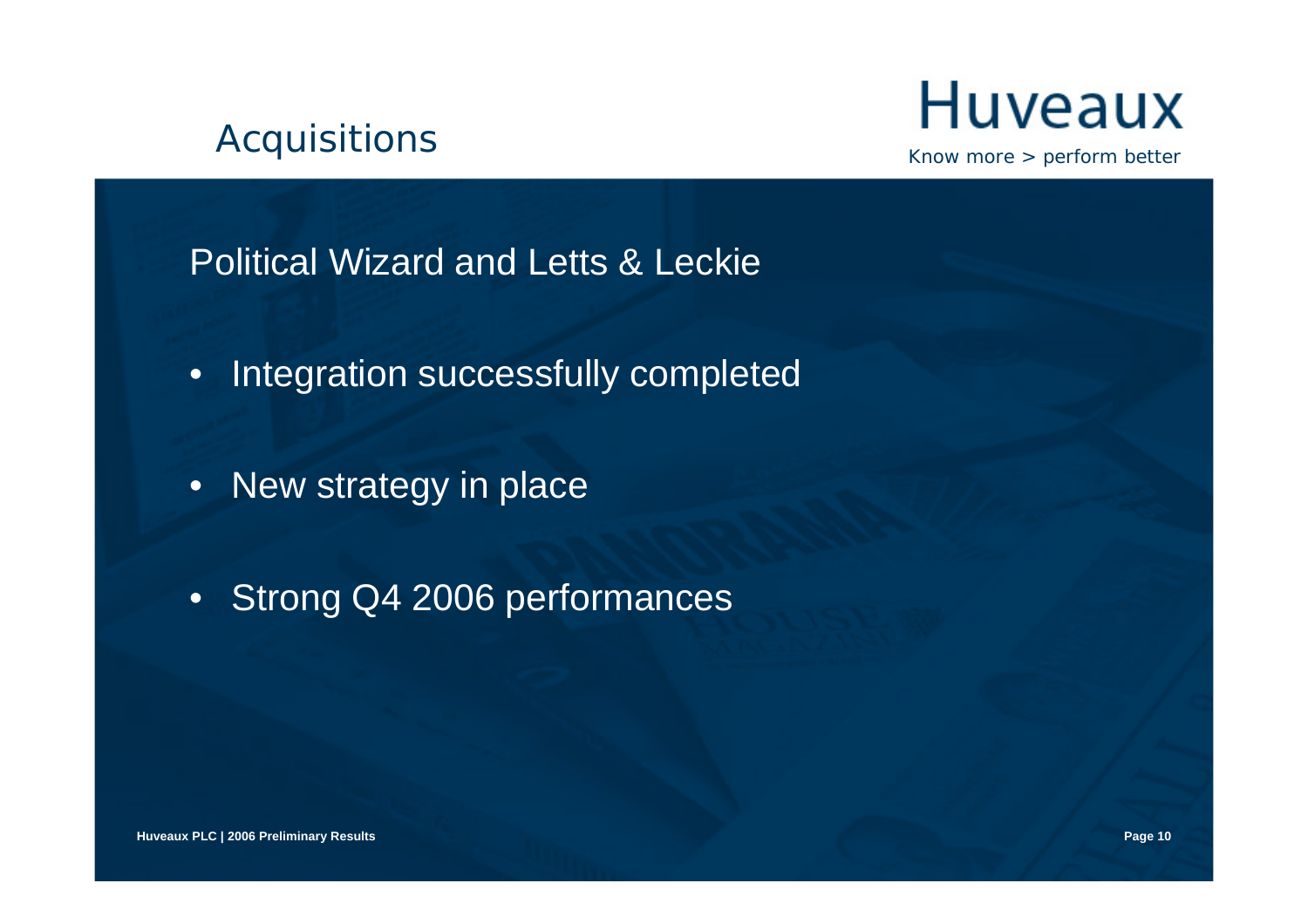# Acquisitions

## Political Wizard and Letts & Leckie

- Integration successfully completed
- New strategy in place
- Strong Q4 2006 performances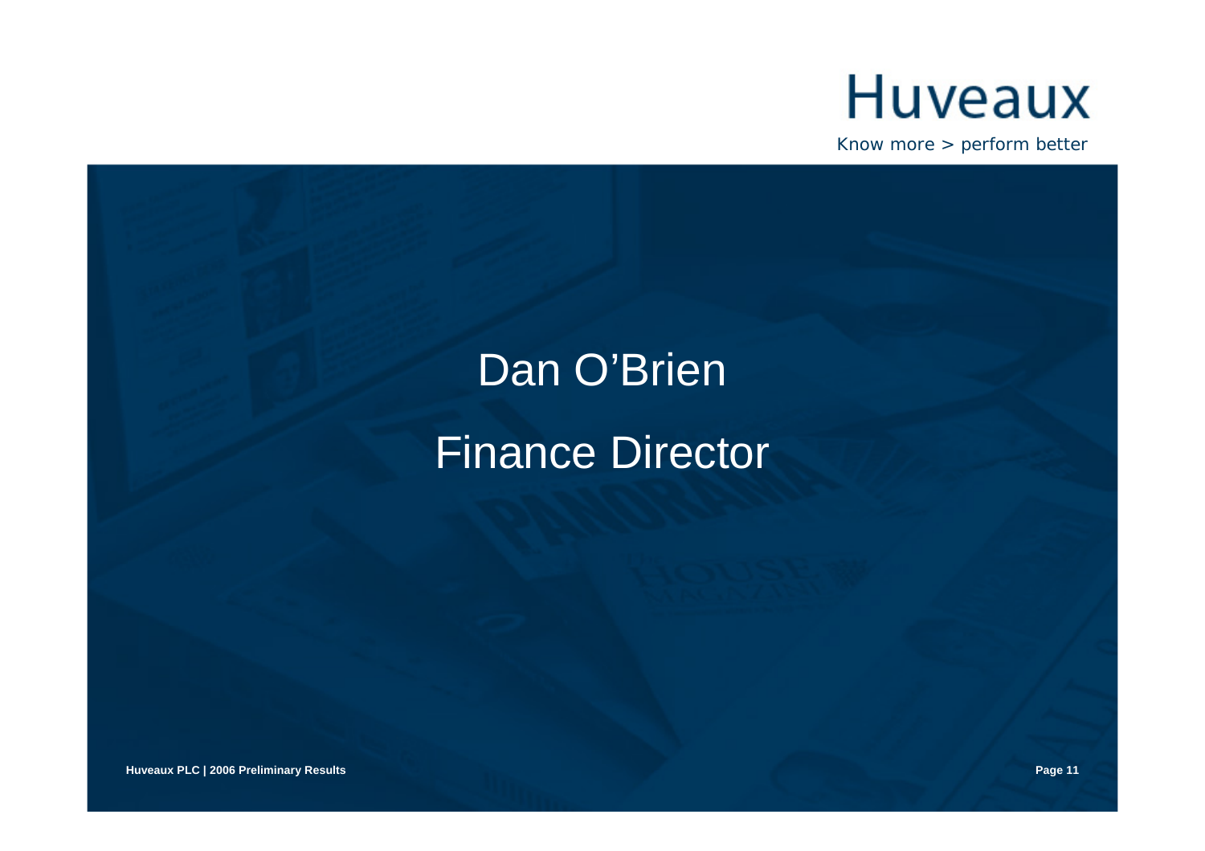Huveaux

Know more > perform better

# Dan O'Brien

# Finance Director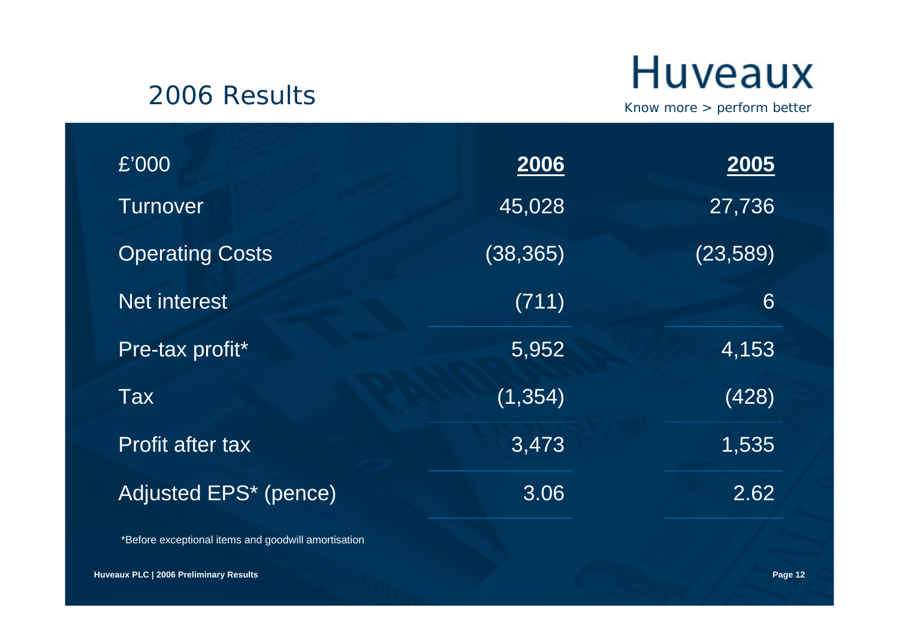# 2006 Results

Huveaux

*Know more > perform better*

| £'000 | 2006 | 2005 |
|---|---|---|
| Turnover | 45,028 | 27,736 |
| Operating Costs | (38,365) | (23,589) |
| Net interest | (711) | 6 |
| Pre-tax profit* | 5,952 | 4,153 |
| Tax | (1,354) | (428) |
| Profit after tax | 3,473 | 1,535 |
| Adjusted EPS* (pence) | 3.06 | 2.62 |

*Before exceptional items and goodwill amortisation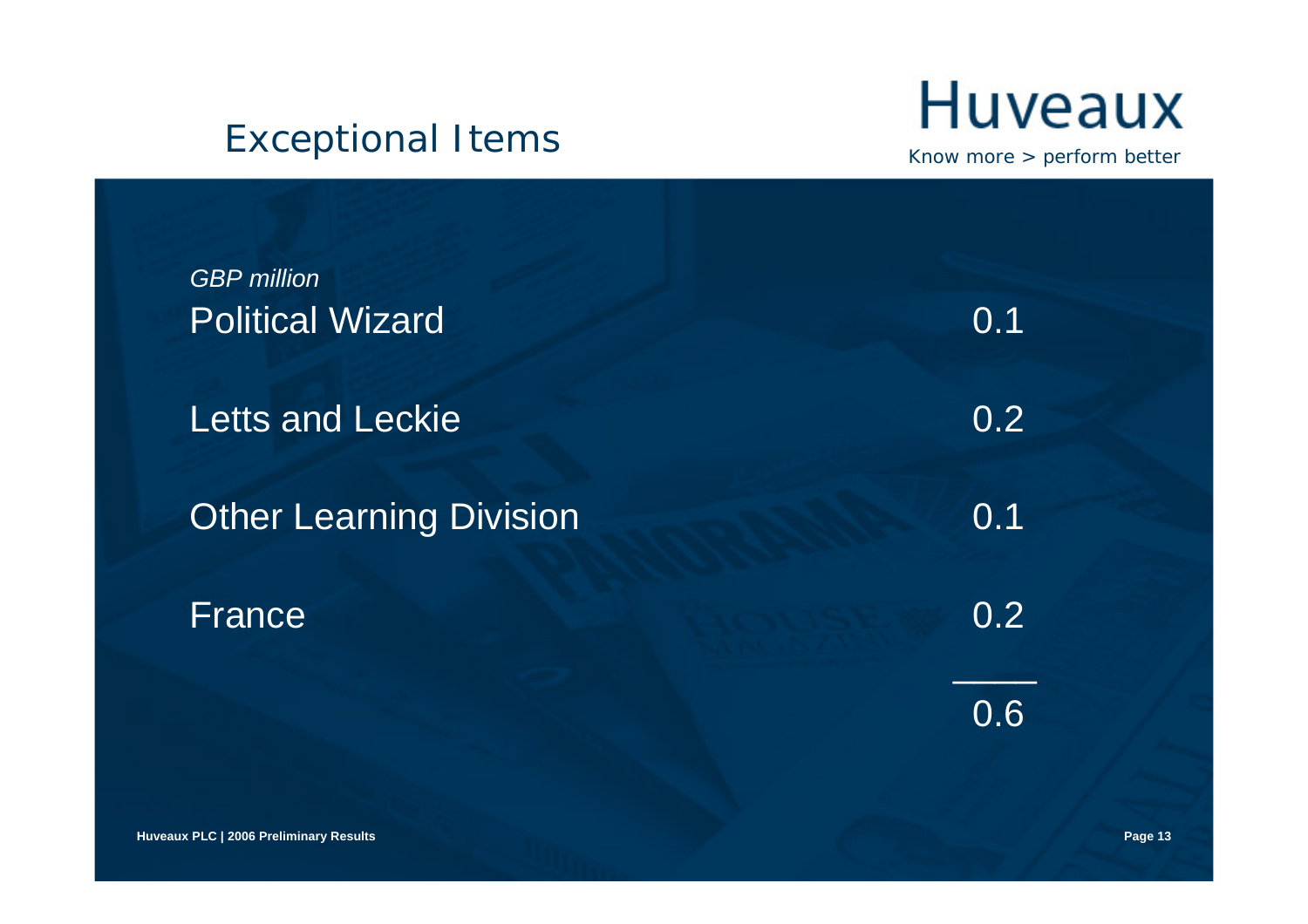# Exceptional Items

| *GBP million* | |
|---|---|
| Political Wizard | 0.1 |
| Letts and Leckie | 0.2 |
| Other Learning Division | 0.1 |
| France | 0.2 |
| | 0.6 |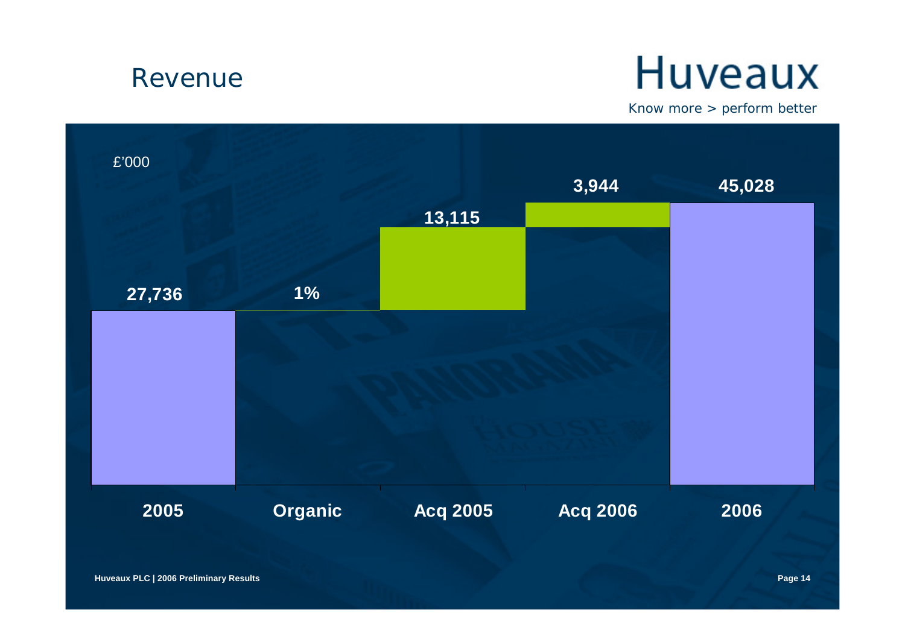# Revenue

**Huveaux**

Know more > perform better

£'000

| | 2005 | Organic | Acq 2005 | Acq 2006 | 2006 |
|---|---|---|---|---|---|
| Revenue | 27,736 | 1% | 13,115 | 3,944 | 45,028 |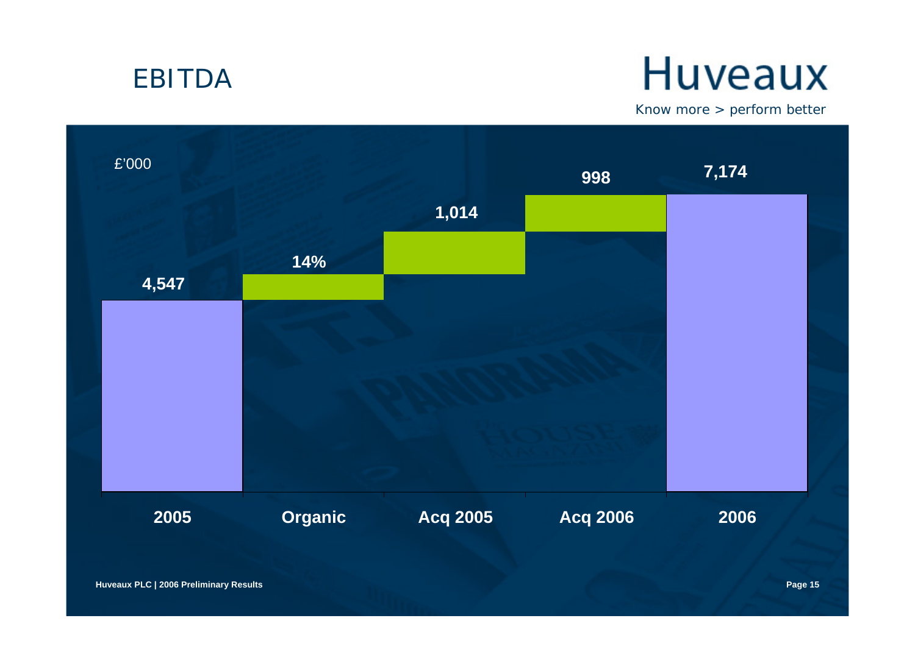# EBITDA

**Huveaux**

Know more > perform better

£'000

| | 2005 | Organic | Acq 2005 | Acq 2006 | 2006 |
|---|---|---|---|---|---|
| EBITDA | 4,547 | 14% | 1,014 | 998 | 7,174 |

Huveaux PLC | 2006 Preliminary Results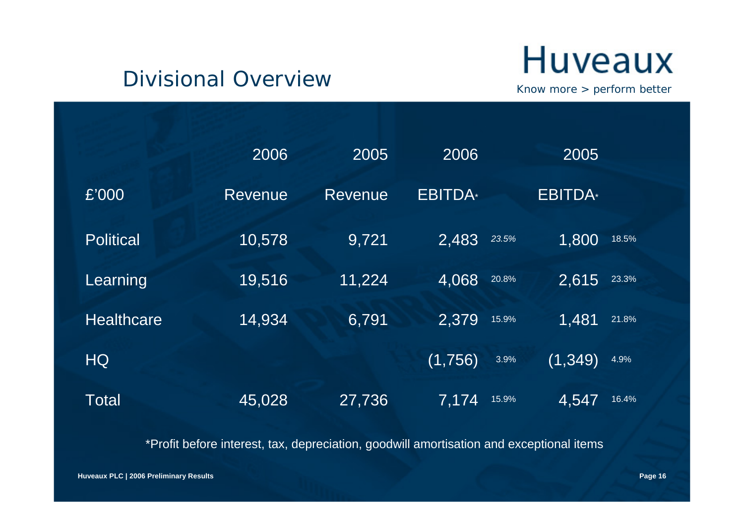# Divisional Overview

Huveaux

*Know more > perform better*

| £'000 | 2006 Revenue | 2005 Revenue | 2006 EBITDA* | | 2005 EBITDA* | |
|---|---|---|---|---|---|---|
| Political | 10,578 | 9,721 | 2,483 | *23.5%* | 1,800 | 18.5% |
| Learning | 19,516 | 11,224 | 4,068 | 20.8% | 2,615 | 23.3% |
| Healthcare | 14,934 | 6,791 | 2,379 | 15.9% | 1,481 | 21.8% |
| HQ | | | (1,756) | 3.9% | (1,349) | 4.9% |
| Total | 45,028 | 27,736 | 7,174 | 15.9% | 4,547 | 16.4% |

*Profit before interest, tax, depreciation, goodwill amortisation and exceptional items

**Huveaux PLC | 2006 Preliminary Results**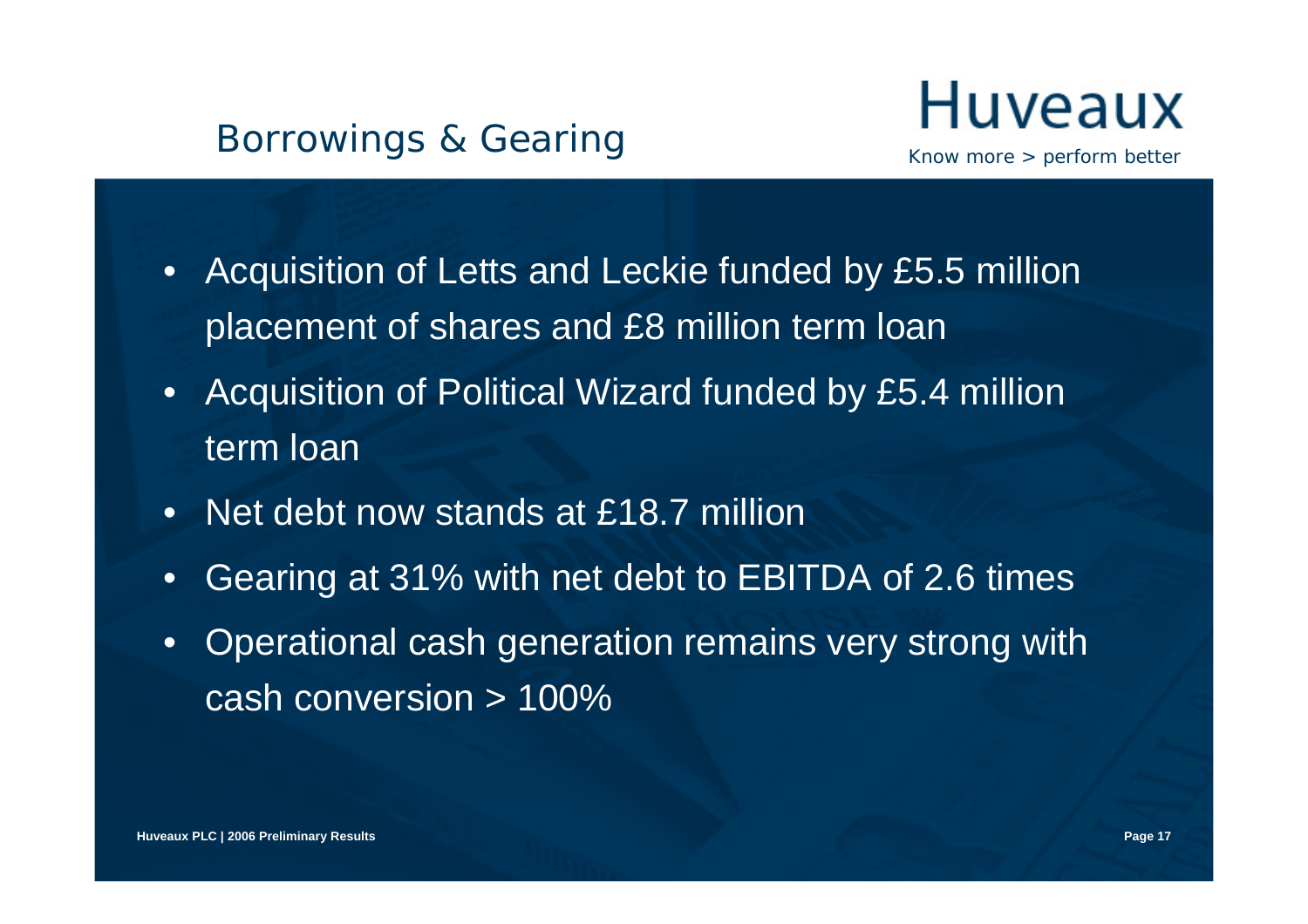# Borrowings & Gearing

Huveaux

*Know more > perform better*

- Acquisition of Letts and Leckie funded by £5.5 million placement of shares and £8 million term loan
- Acquisition of Political Wizard funded by £5.4 million term loan
- Net debt now stands at £18.7 million
- Gearing at 31% with net debt to EBITDA of 2.6 times
- Operational cash generation remains very strong with cash conversion > 100%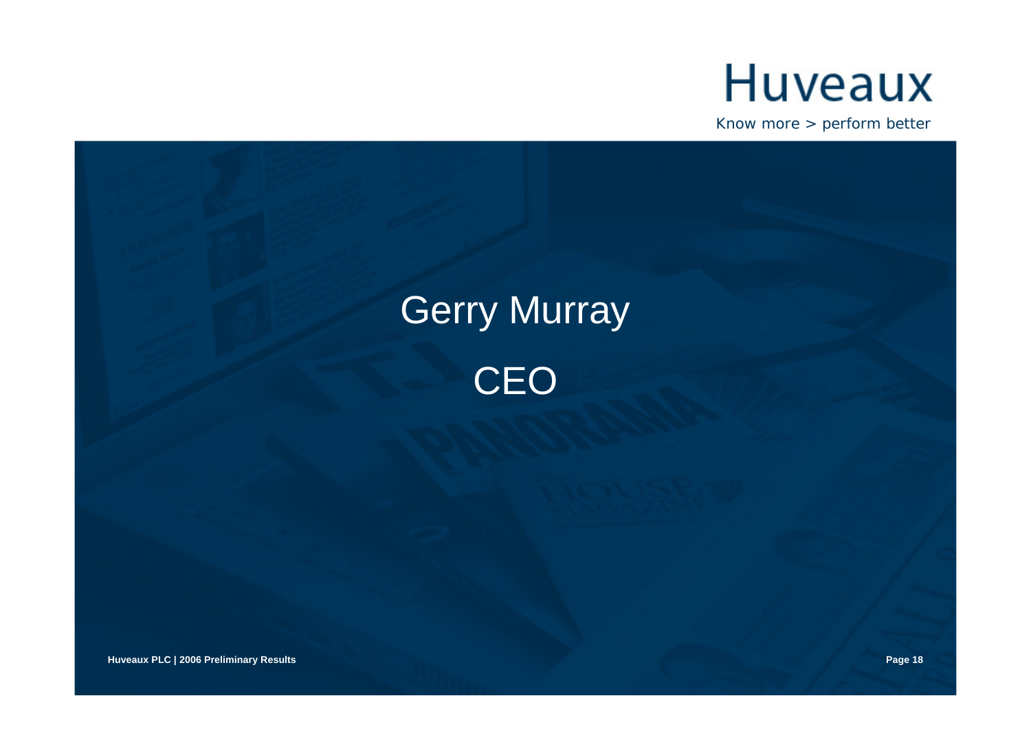Huveaux

Know more > perform better

# Gerry Murray

## CEO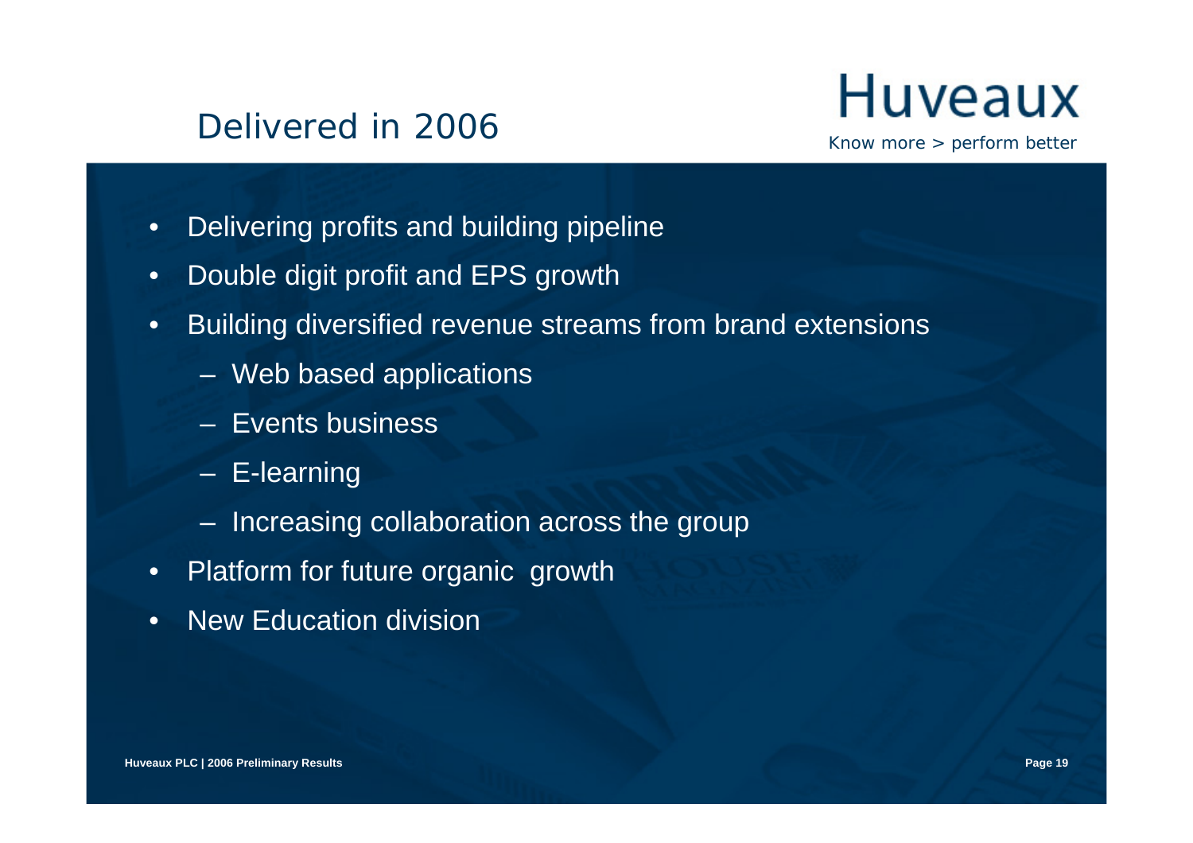# Delivered in 2006

- Delivering profits and building pipeline
- Double digit profit and EPS growth
- Building diversified revenue streams from brand extensions
  - Web based applications
  - Events business
  - E-learning
  - Increasing collaboration across the group
- Platform for future organic growth
- New Education division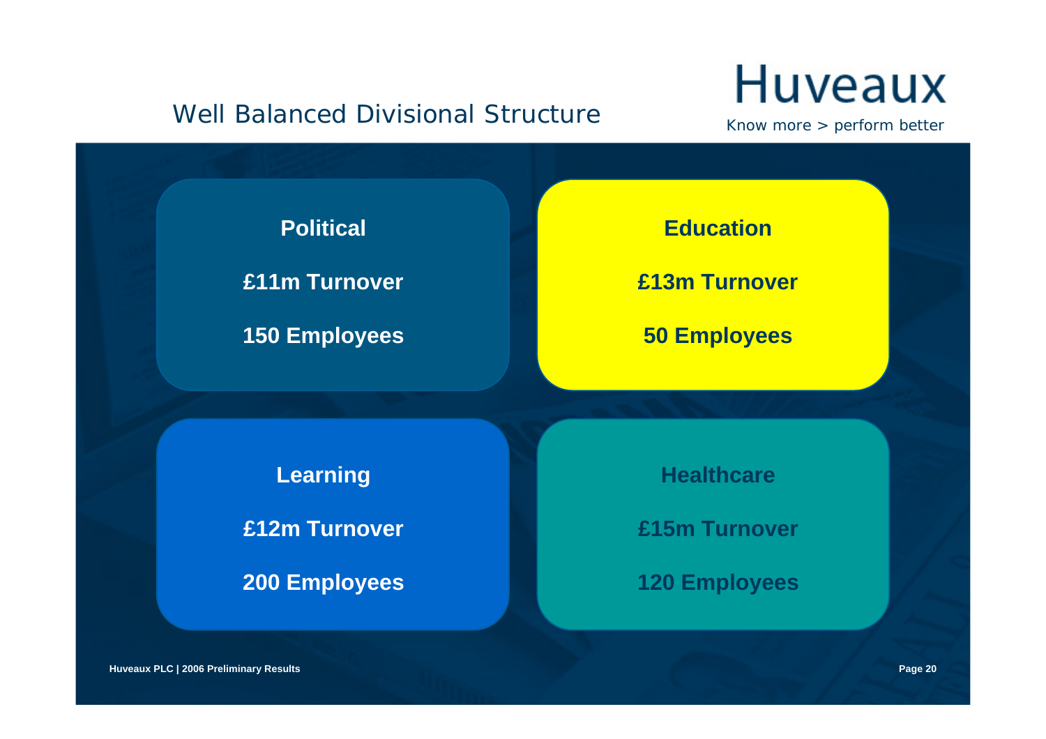# Well Balanced Divisional Structure

Huveaux

*Know more > perform better*

**Political**

**£11m Turnover**

**150 Employees**

**Education**

**£13m Turnover**

**50 Employees**

**Learning**

**£12m Turnover**

**200 Employees**

**Healthcare**

**£15m Turnover**

**120 Employees**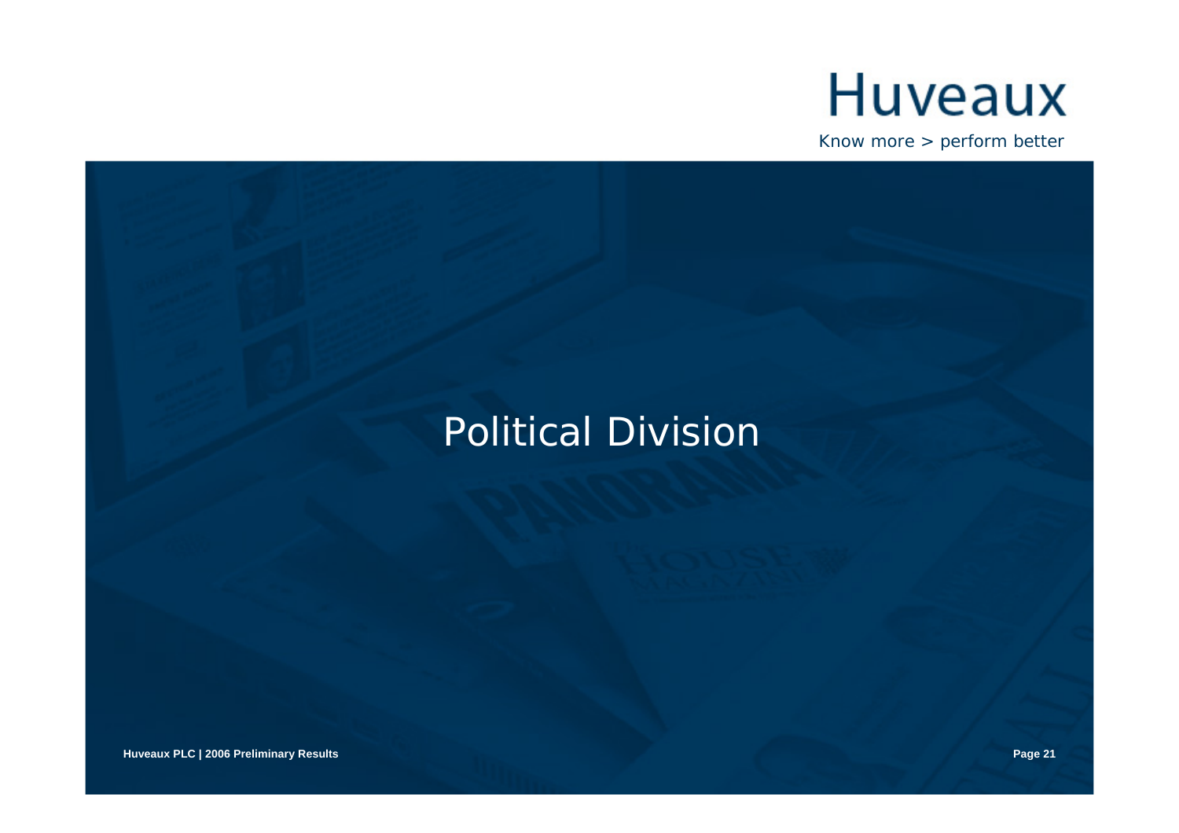# Political Division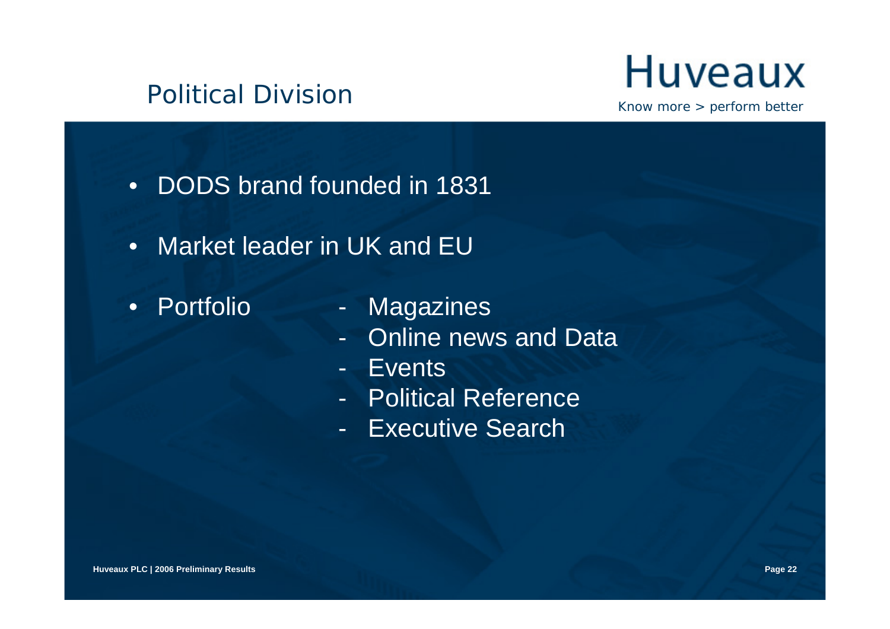# Political Division

- DODS brand founded in 1831
- Market leader in UK and EU
- Portfolio
  - Magazines
  - Online news and Data
  - Events
  - Political Reference
  - Executive Search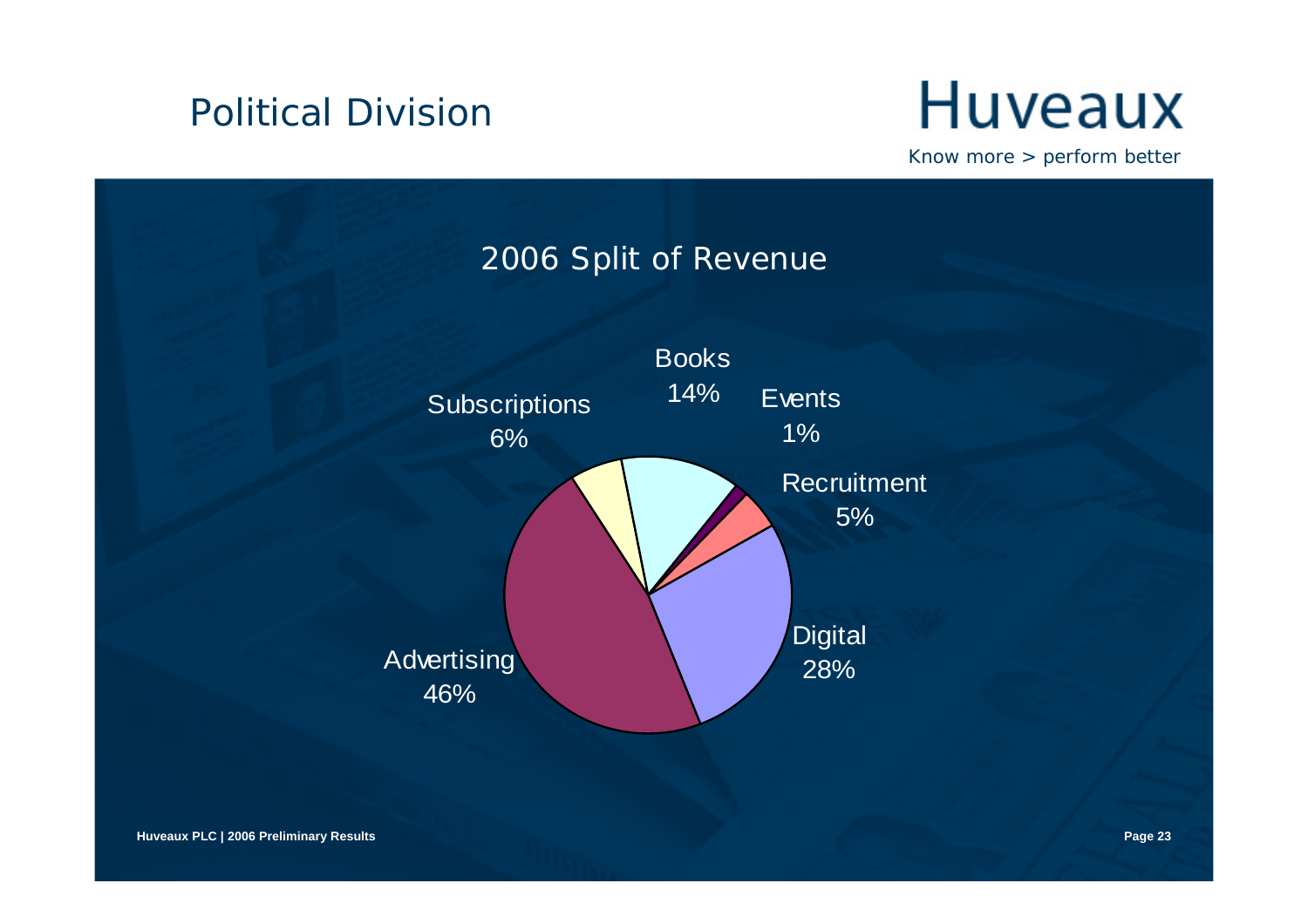# Political Division

Huveaux

*Know more > perform better*

## 2006 Split of Revenue

- Advertising 46%
- Digital 28%
- Books 14%
- Subscriptions 6%
- Recruitment 5%
- Events 1%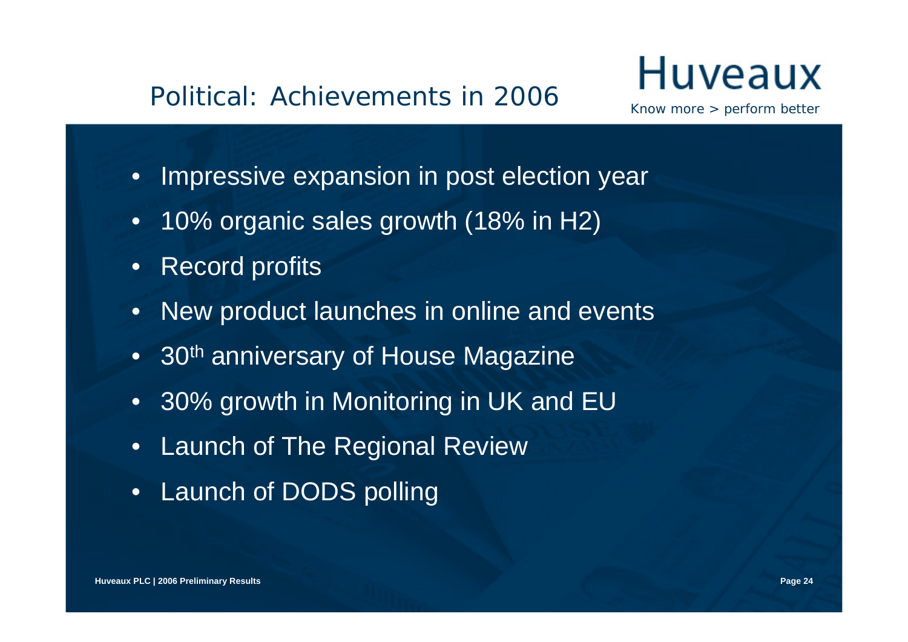# Political: Achievements in 2006

Huveaux

*Know more > perform better*

- Impressive expansion in post election year
- 10% organic sales growth (18% in H2)
- Record profits
- New product launches in online and events
- 30th anniversary of House Magazine
- 30% growth in Monitoring in UK and EU
- Launch of The Regional Review
- Launch of DODS polling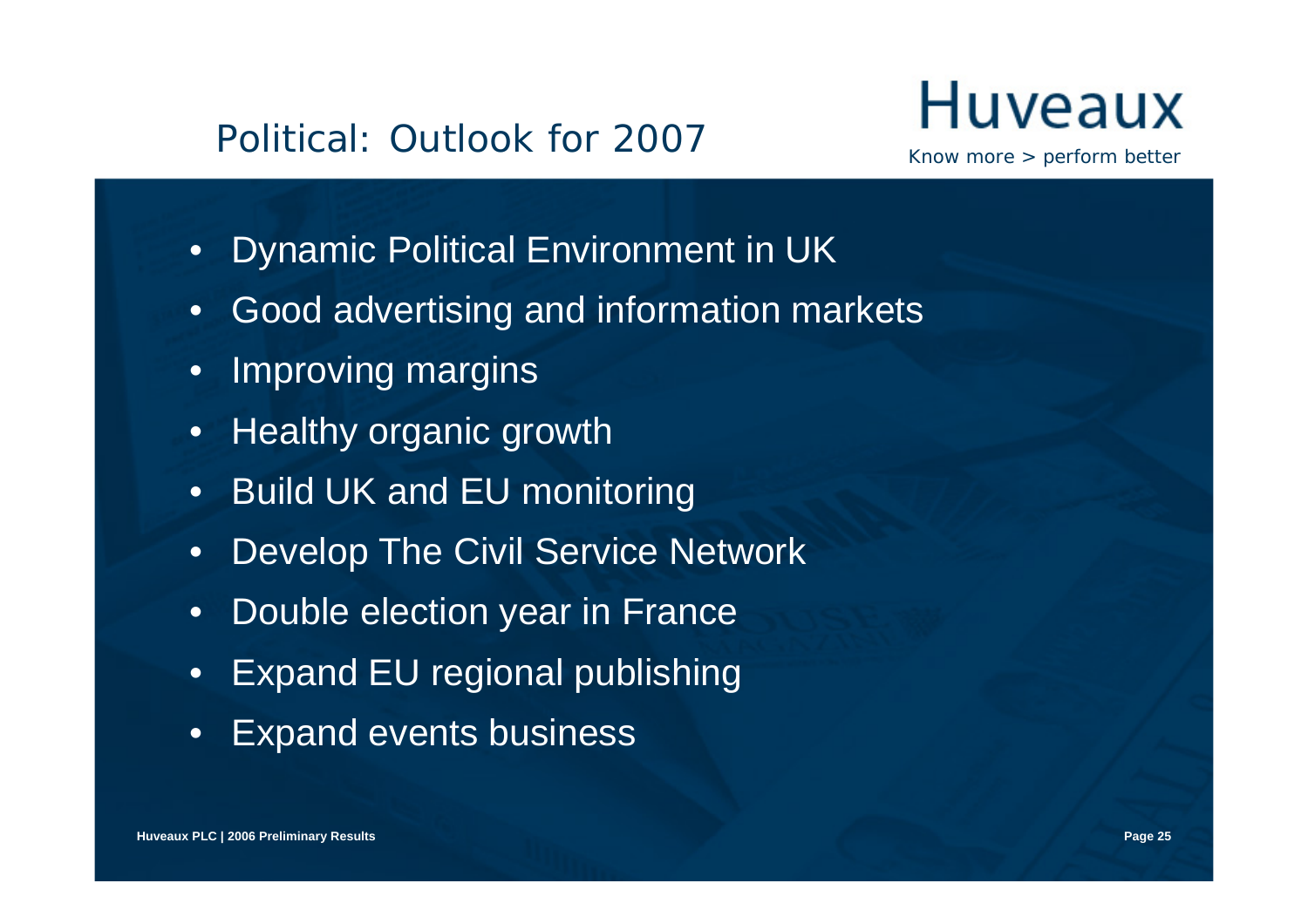# Political: Outlook for 2007

Huveaux

*Know more > perform better*

- Dynamic Political Environment in UK
- Good advertising and information markets
- Improving margins
- Healthy organic growth
- Build UK and EU monitoring
- Develop The Civil Service Network
- Double election year in France
- Expand EU regional publishing
- Expand events business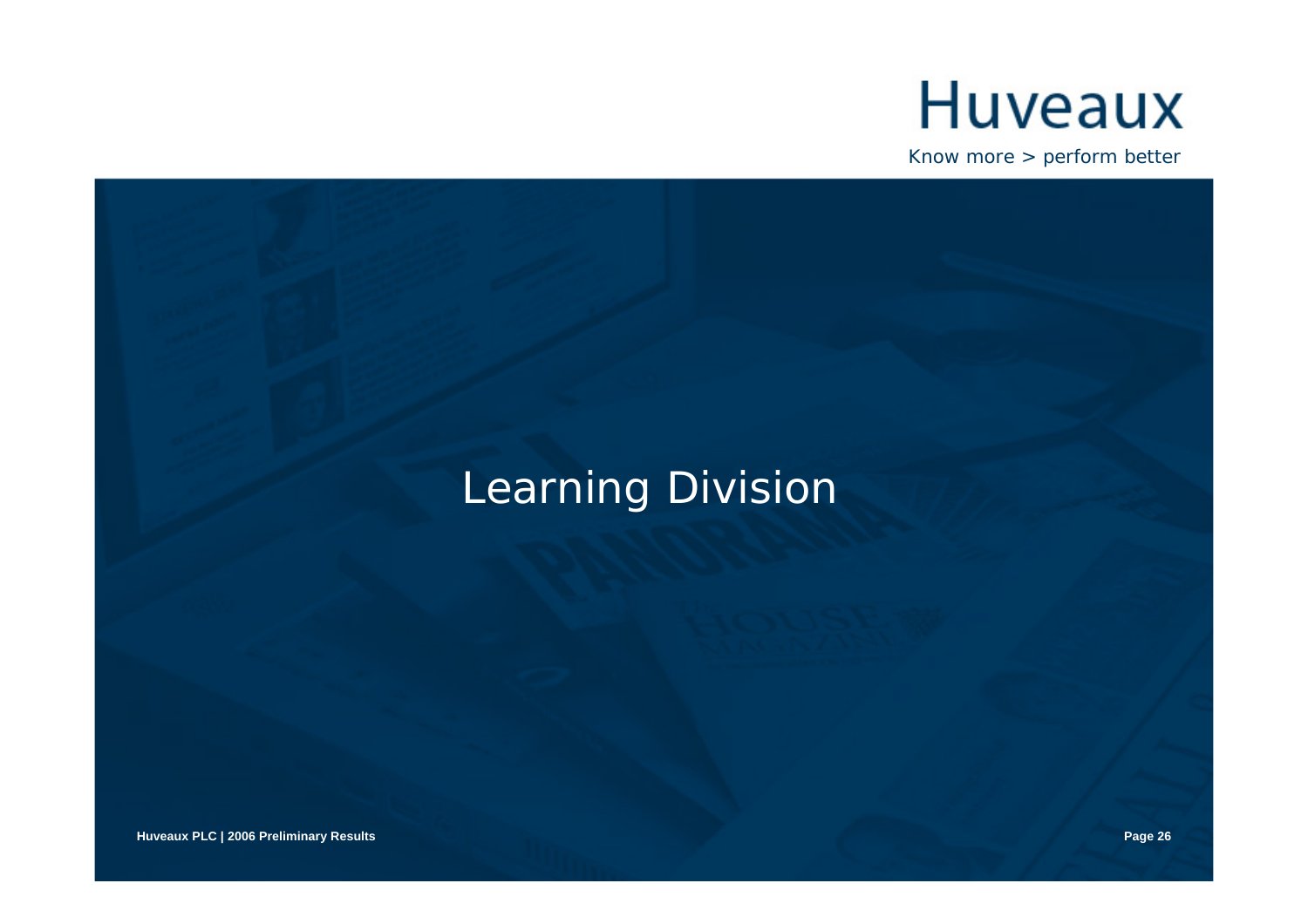# Huveaux

Know more > perform better

## Learning Division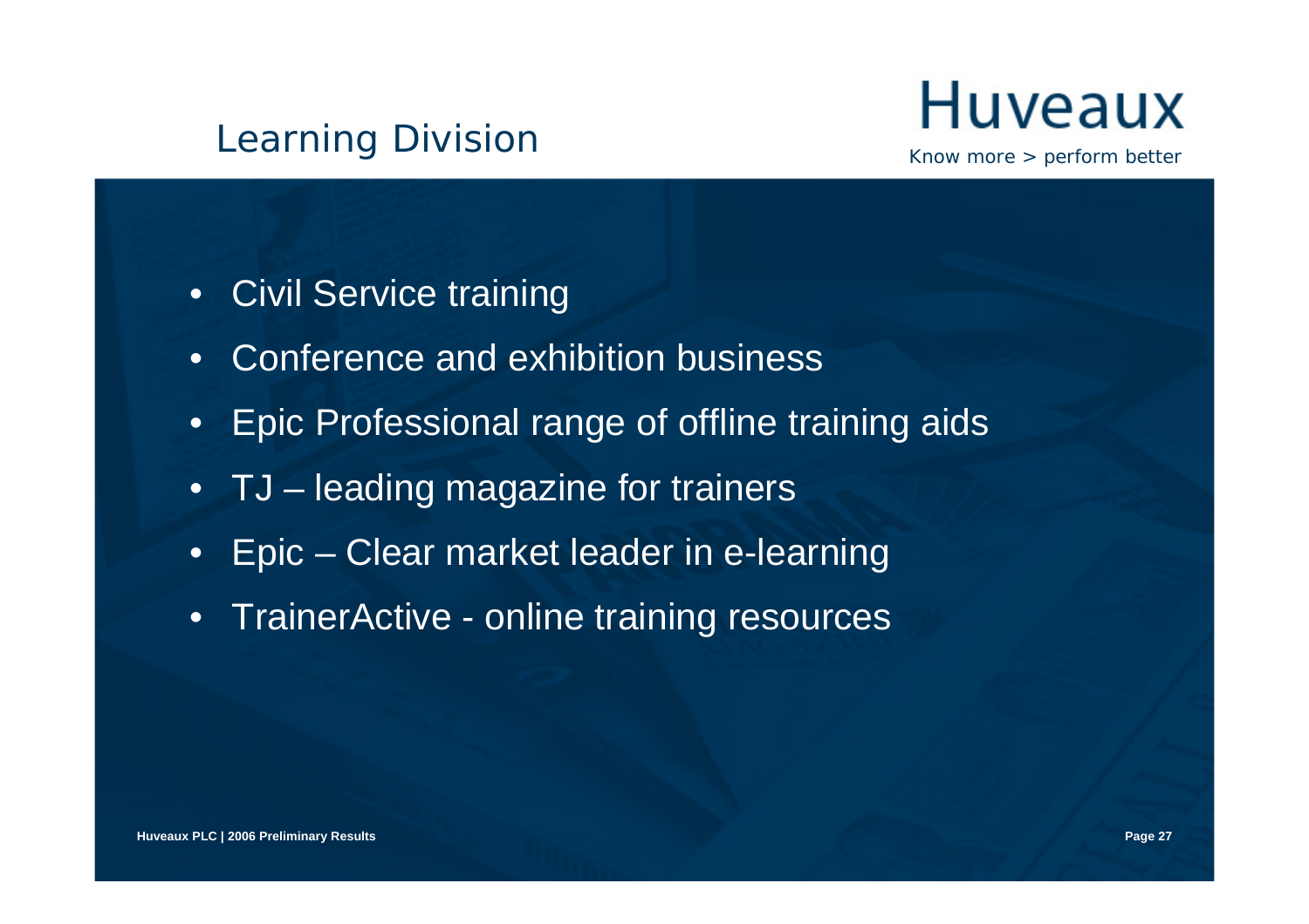# Learning Division

Huveaux

*Know more > perform better*

- Civil Service training
- Conference and exhibition business
- Epic Professional range of offline training aids
- TJ – leading magazine for trainers
- Epic – Clear market leader in e-learning
- TrainerActive - online training resources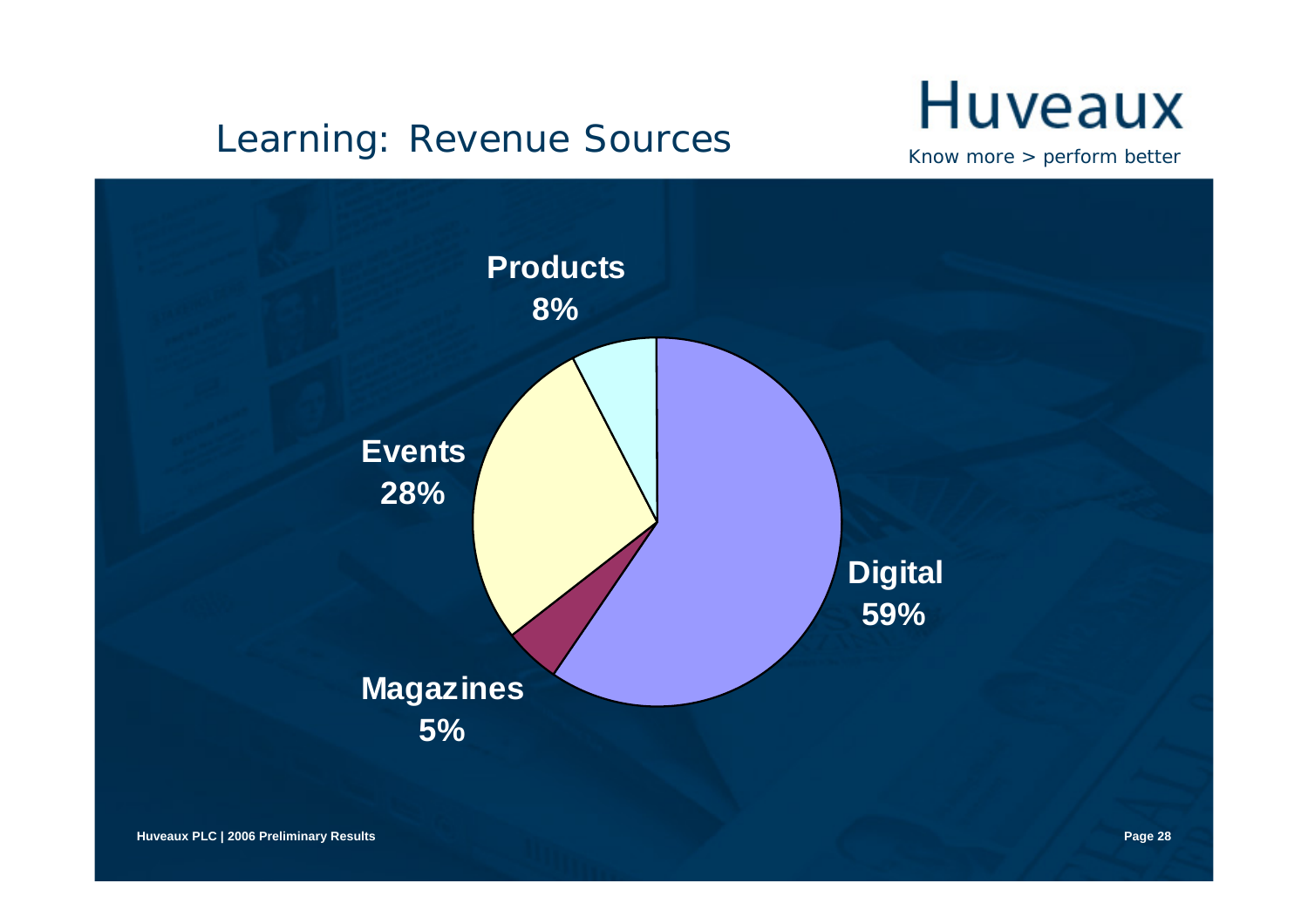## Learning: Revenue Sources

Huveaux

*Know more > perform better*

Products 8%

Events 28%

Digital 59%

Magazines 5%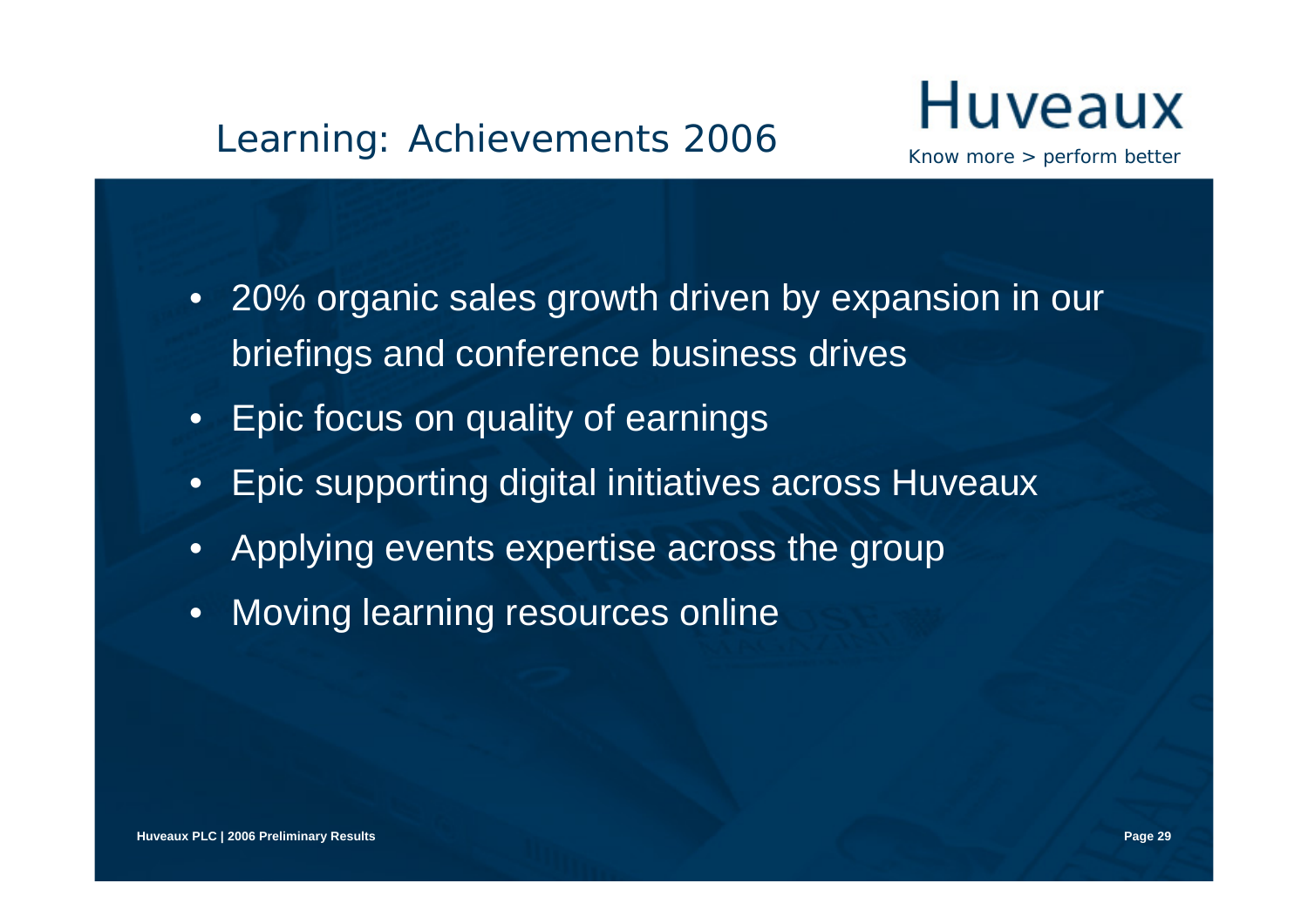# Learning: Achievements 2006

Huveaux

*Know more > perform better*

- 20% organic sales growth driven by expansion in our briefings and conference business drives
- Epic focus on quality of earnings
- Epic supporting digital initiatives across Huveaux
- Applying events expertise across the group
- Moving learning resources online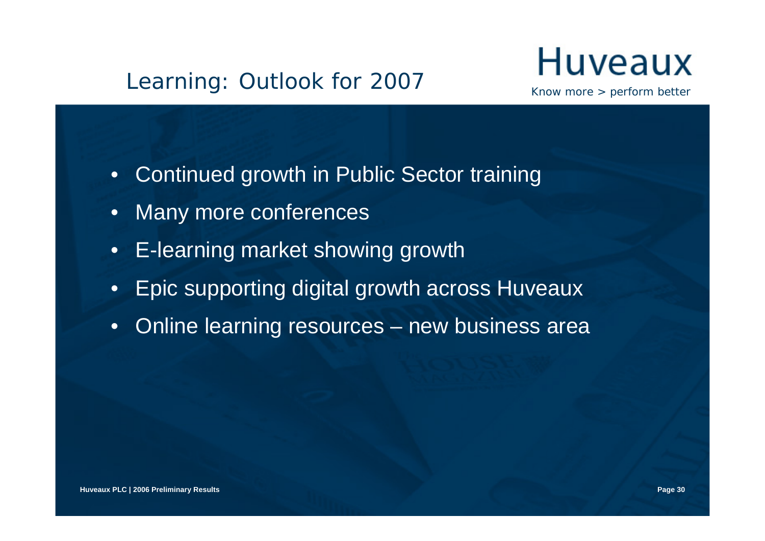# Learning: Outlook for 2007

Huveaux

*Know more > perform better*

- Continued growth in Public Sector training
- Many more conferences
- E-learning market showing growth
- Epic supporting digital growth across Huveaux
- Online learning resources – new business area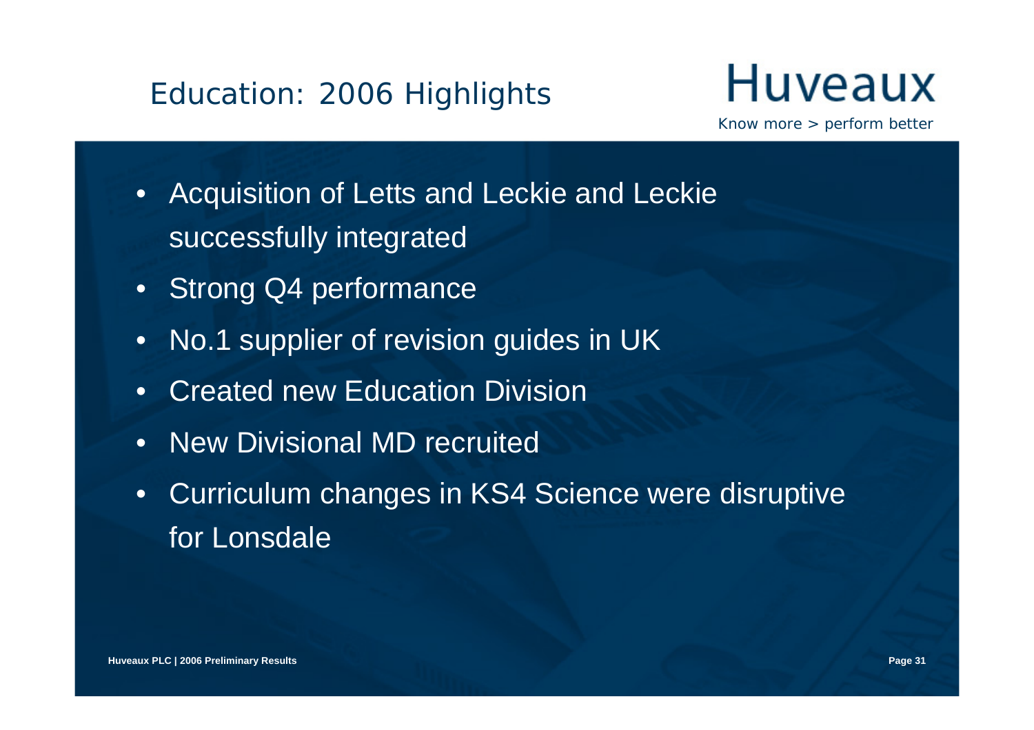# Education: 2006 Highlights

Huveaux

*Know more > perform better*

- Acquisition of Letts and Leckie and Leckie successfully integrated
- Strong Q4 performance
- No.1 supplier of revision guides in UK
- Created new Education Division
- New Divisional MD recruited
- Curriculum changes in KS4 Science were disruptive for Lonsdale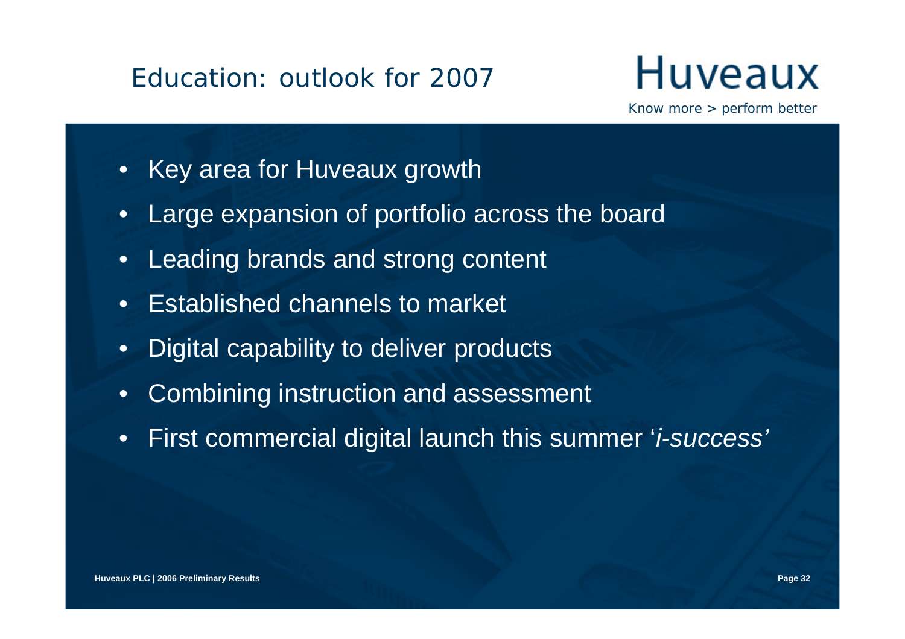# Education: outlook for 2007

Huveaux

Know more > perform better

- Key area for Huveaux growth
- Large expansion of portfolio across the board
- Leading brands and strong content
- Established channels to market
- Digital capability to deliver products
- Combining instruction and assessment
- First commercial digital launch this summer '*i-success*'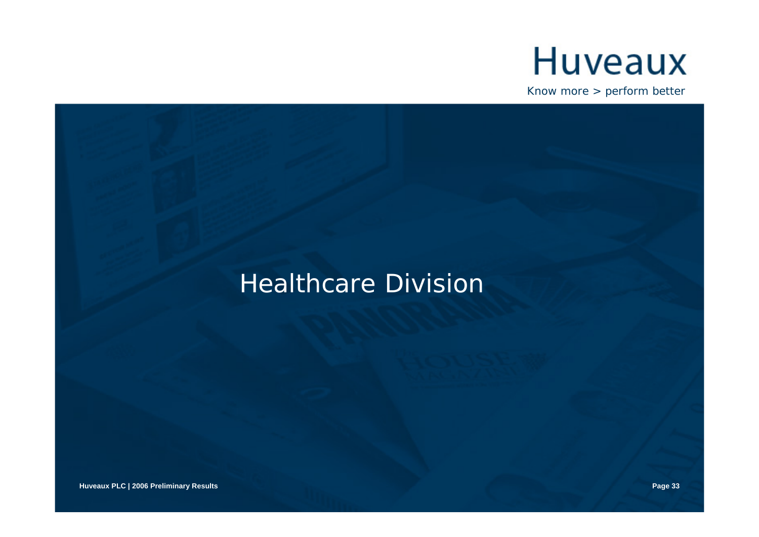Huveaux

Know more > perform better

# Healthcare Division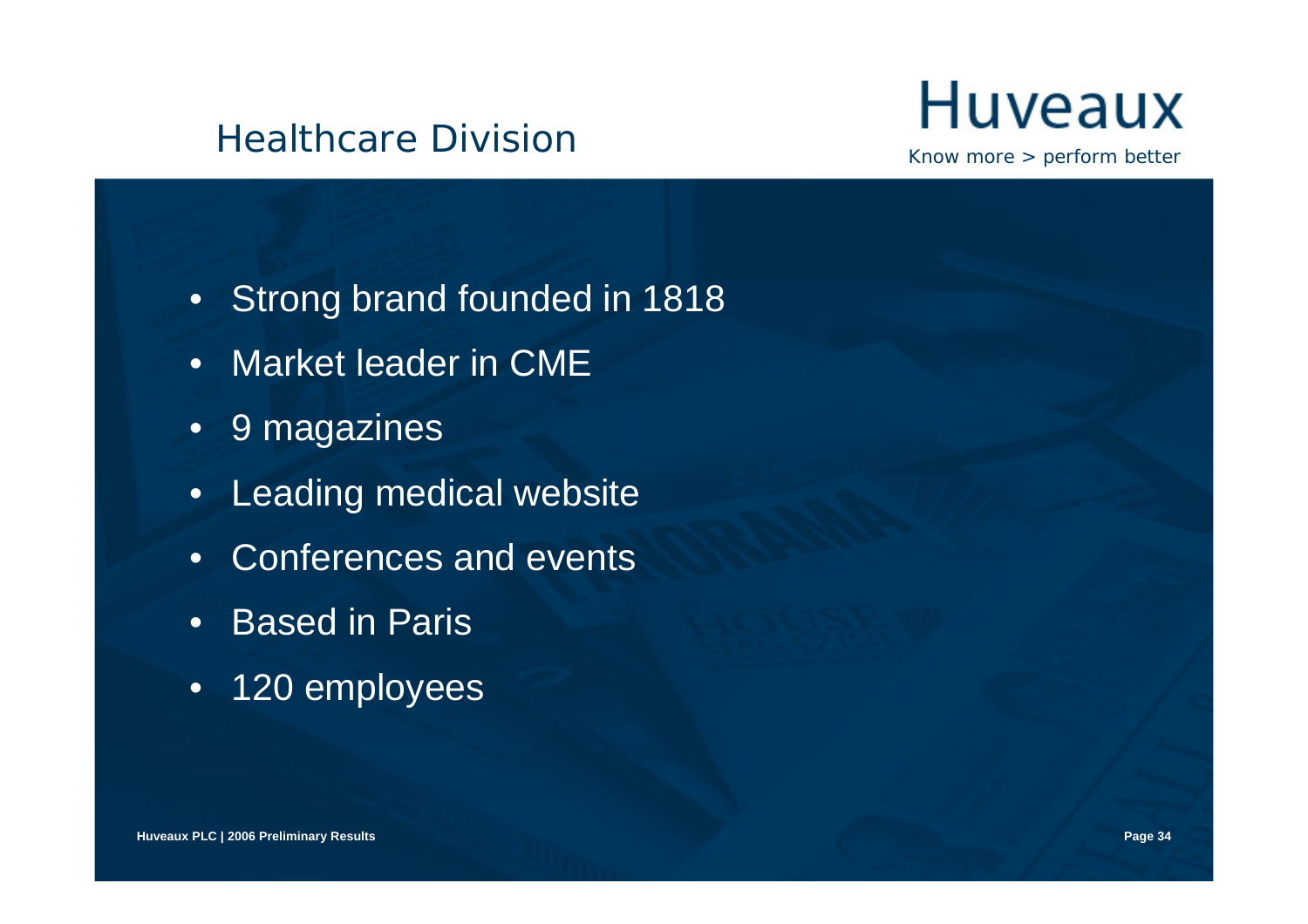## Healthcare Division

**Huveaux**

*Know more > perform better*

- Strong brand founded in 1818
- Market leader in CME
- 9 magazines
- Leading medical website
- Conferences and events
- Based in Paris
- 120 employees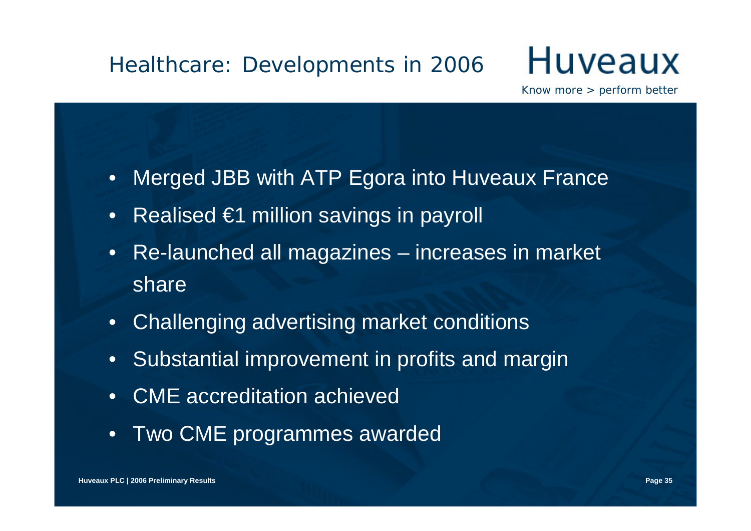# Healthcare: Developments in 2006

Huveaux

*Know more > perform better*

- Merged JBB with ATP Egora into Huveaux France
- Realised €1 million savings in payroll
- Re-launched all magazines – increases in market share
- Challenging advertising market conditions
- Substantial improvement in profits and margin
- CME accreditation achieved
- Two CME programmes awarded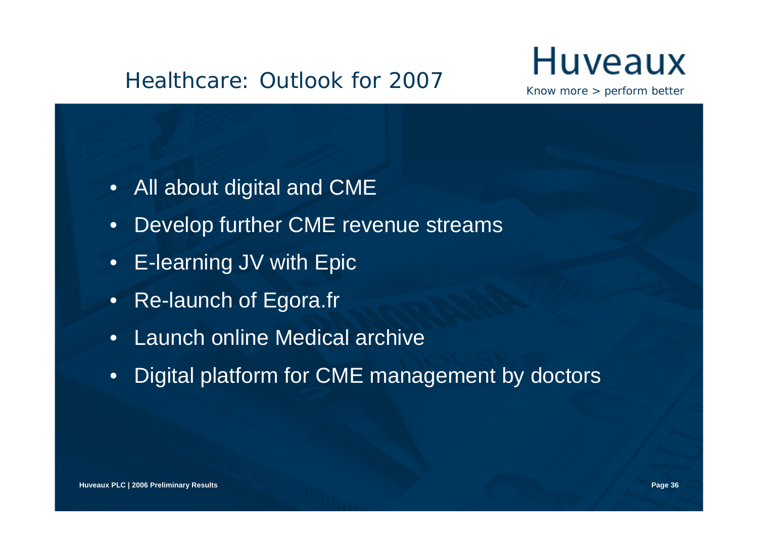# Healthcare: Outlook for 2007

- All about digital and CME
- Develop further CME revenue streams
- E-learning JV with Epic
- Re-launch of Egora.fr
- Launch online Medical archive
- Digital platform for CME management by doctors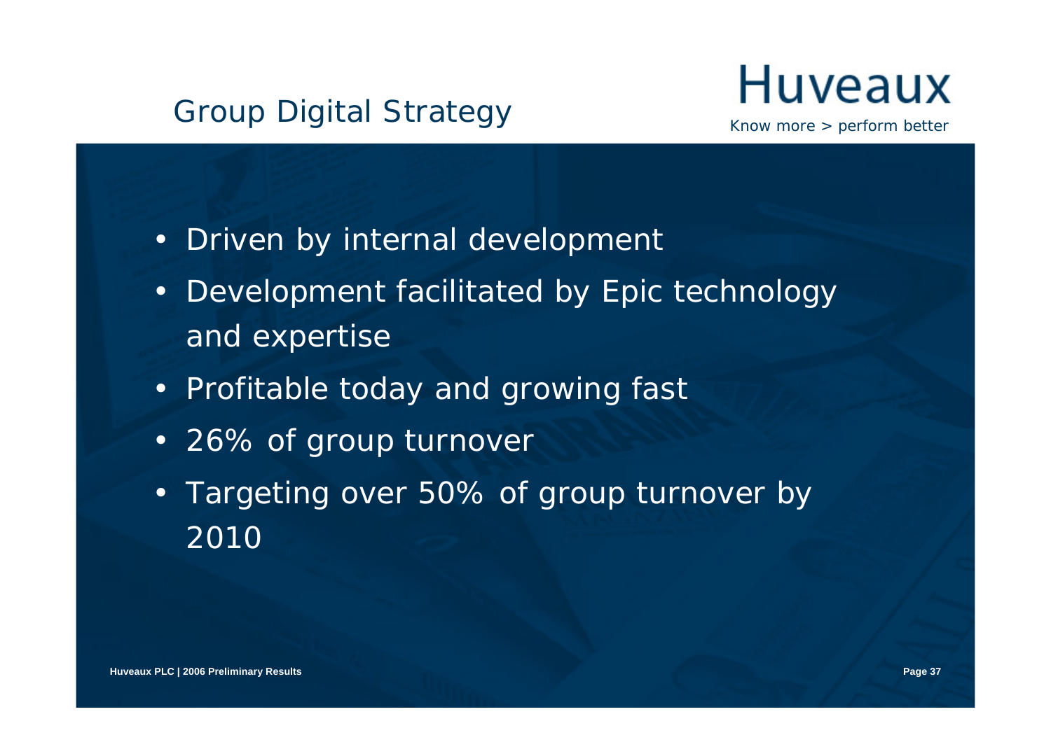# Group Digital Strategy

Huveaux

*Know more > perform better*

- Driven by internal development
- Development facilitated by Epic technology and expertise
- Profitable today and growing fast
- 26% of group turnover
- Targeting over 50% of group turnover by 2010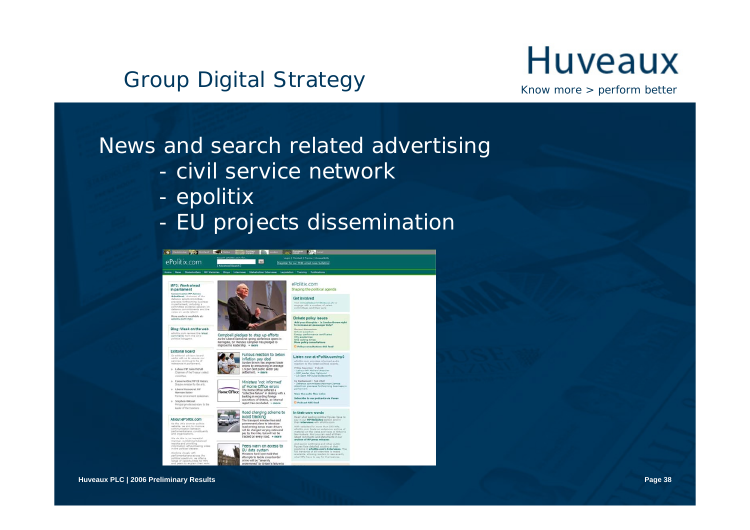# Group Digital Strategy

News and search related advertising

- civil service network
- epolitix
- EU projects dissemination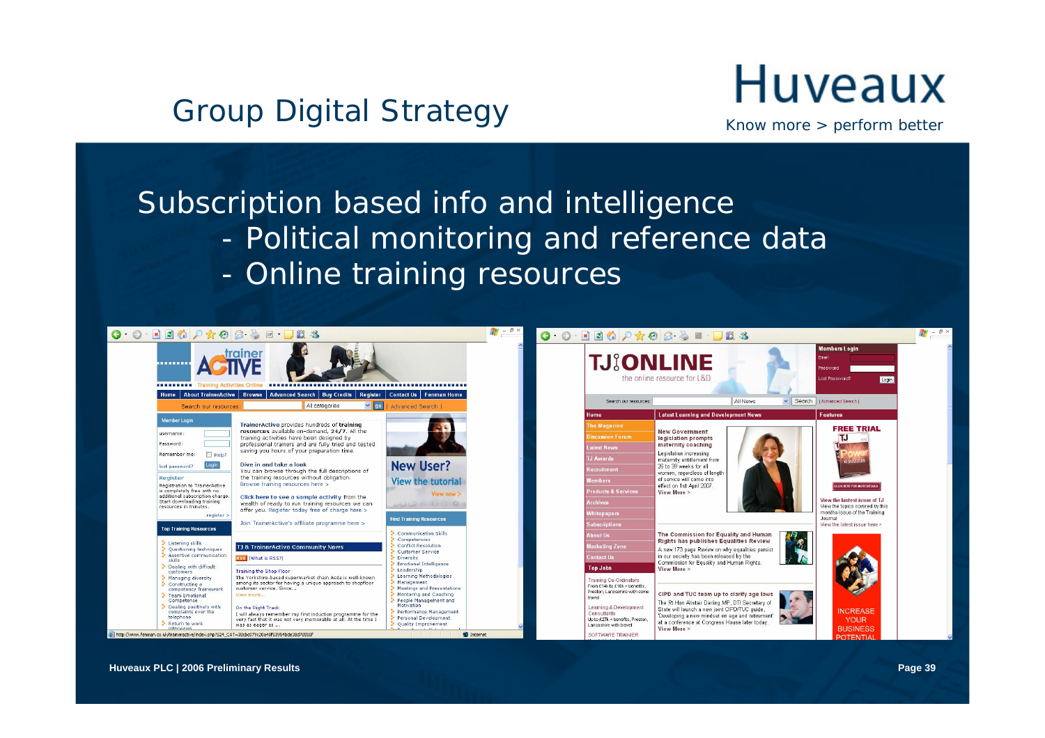# Group Digital Strategy

Huveaux

Know more > perform better

## Subscription based info and intelligence

- Political monitoring and reference data
- Online training resources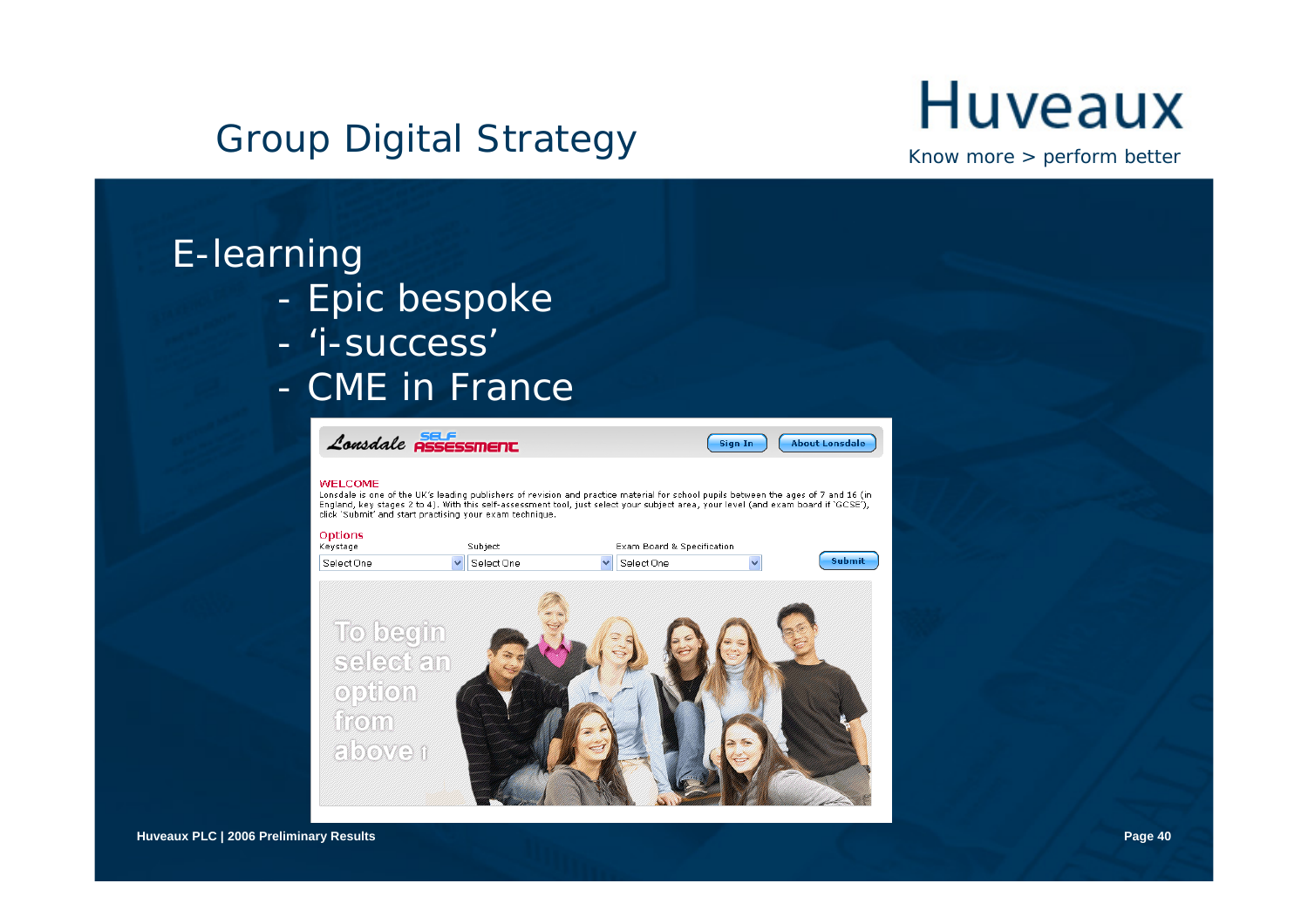# Group Digital Strategy

Huveaux

Know more > perform better

## E-learning

- Epic bespoke
- 'i-success'
- CME in France

Lonsdale SELF ASSESSMENT

Sign In | About Lonsdale

WELCOME

Lonsdale is one of the UK's leading publishers of revision and practice material for school pupils between the ages of 7 and 16 (in England, key stages 2 to 4). With this self-assessment tool, just select your subject area, your level (and exam board if 'GCSE'), click 'Submit' and start practising your exam technique.

Options

Keystage: Select One | Subject: Select One | Exam Board & Specification: Select One | Submit

To begin select an option from above !

Huveaux PLC | 2006 Preliminary Results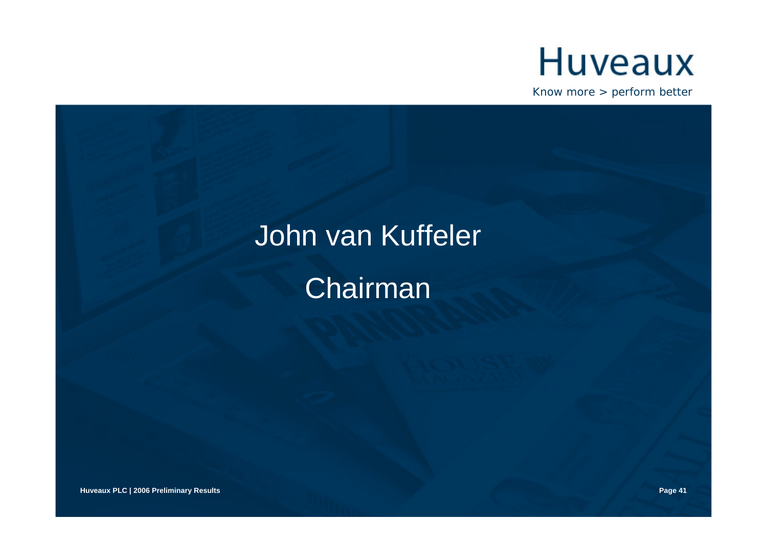Huveaux

Know more > perform better

# John van Kuffeler

## Chairman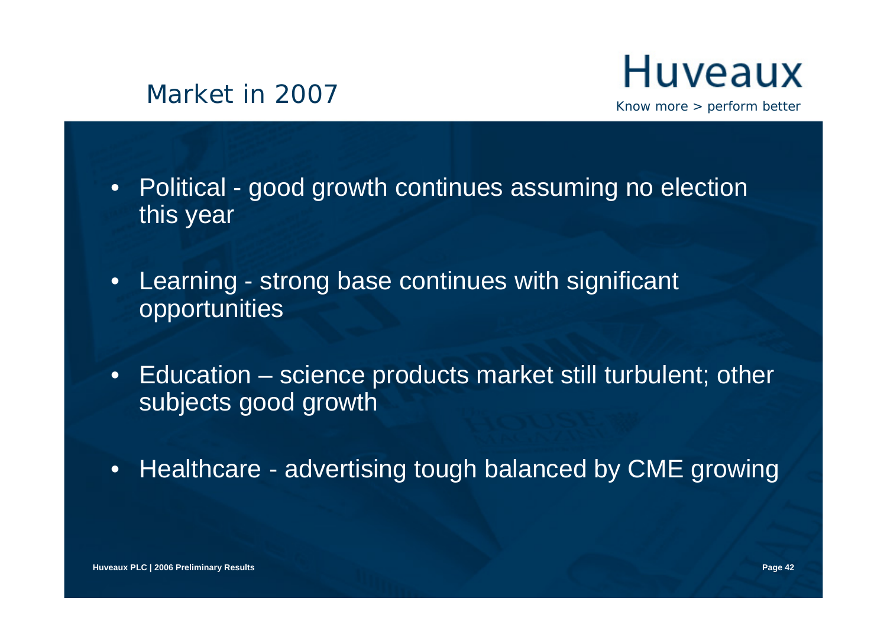# Market in 2007

- Political - good growth continues assuming no election this year

- Learning - strong base continues with significant opportunities

- Education – science products market still turbulent; other subjects good growth

- Healthcare - advertising tough balanced by CME growing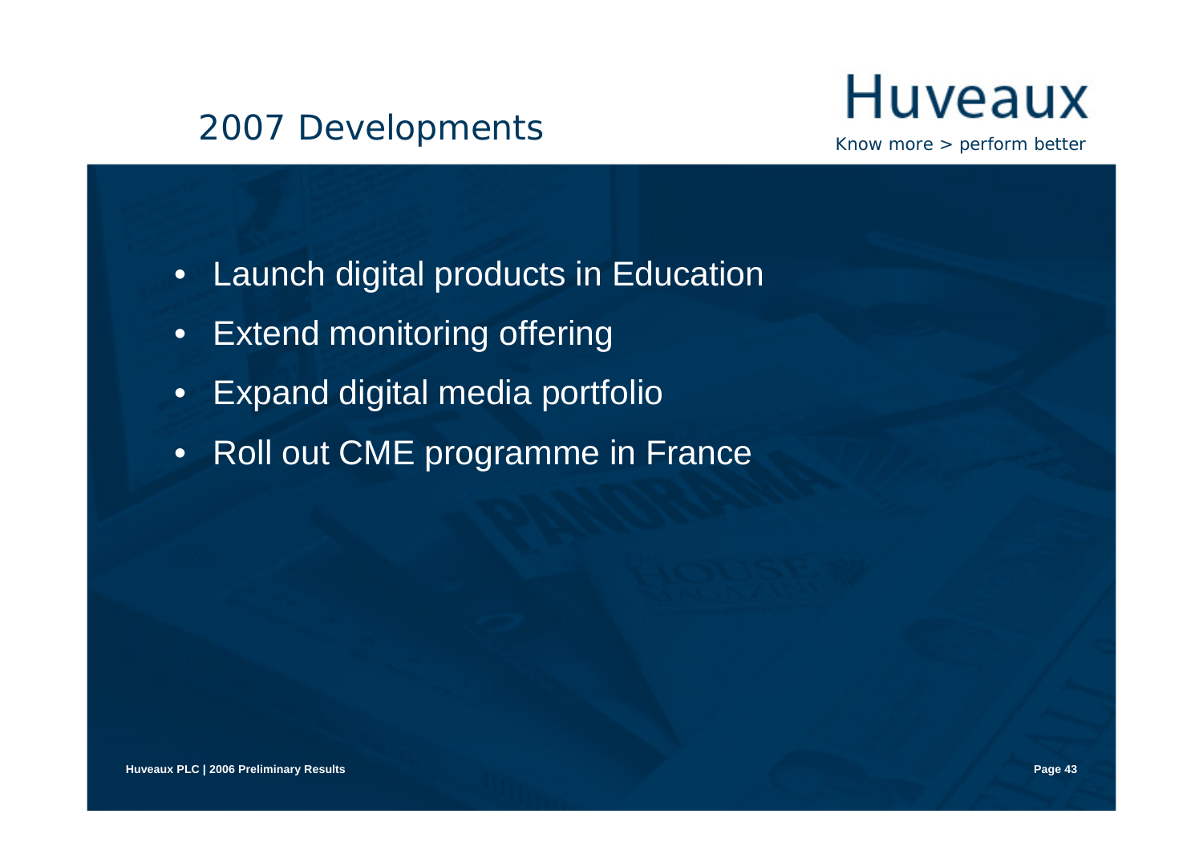# 2007 Developments

Huveaux

*Know more > perform better*

- Launch digital products in Education
- Extend monitoring offering
- Expand digital media portfolio
- Roll out CME programme in France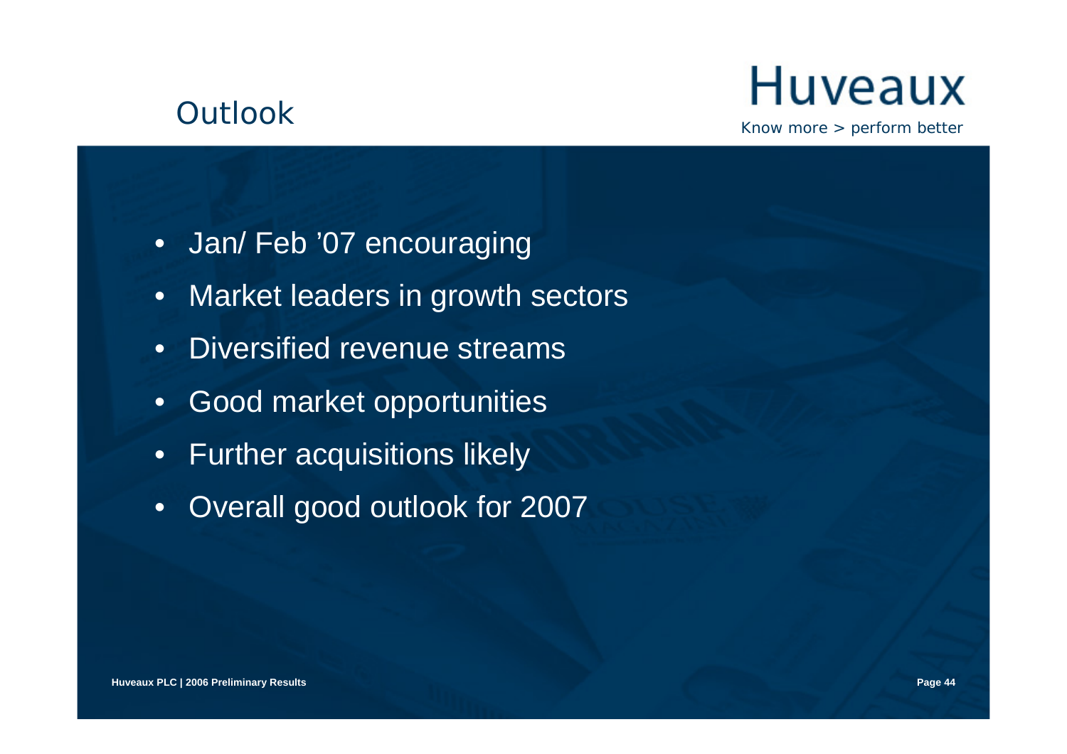# Outlook

Huveaux

*Know more > perform better*

- Jan/ Feb '07 encouraging
- Market leaders in growth sectors
- Diversified revenue streams
- Good market opportunities
- Further acquisitions likely
- Overall good outlook for 2007